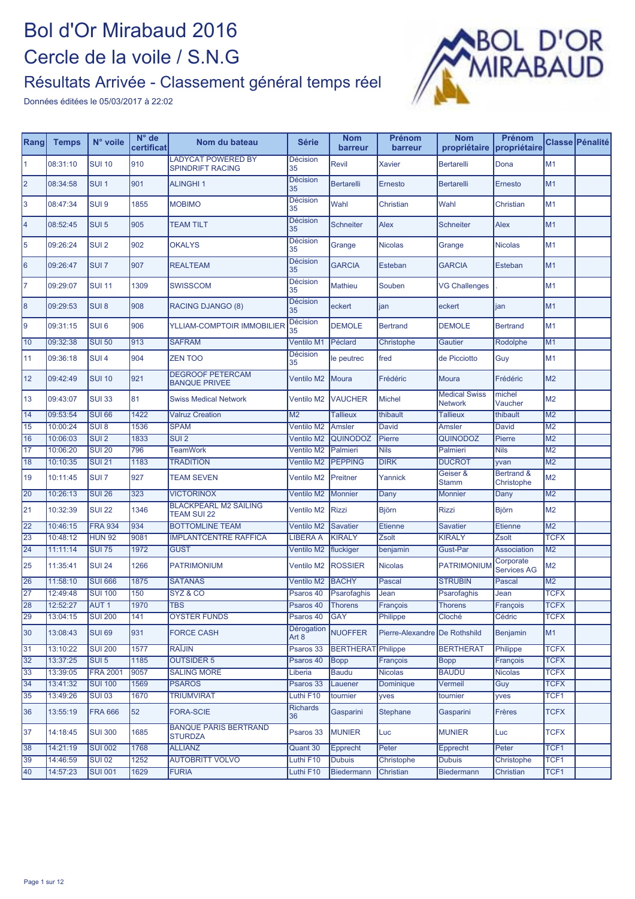# Bol d'Or Mirabaud 2016

## Cercle de la voile / S.N.G

### Résultats Arrivée - Classement général temps réel

Données éditées le 05/03/2017 à 22:02

| Rang | Temps | N° voile | N° de certificat | Nom du bateau | Série | Nom barreur | Prénom barreur | Nom propriétaire | Prénom propriétaire | Classe | Pénalité |
|---|---|---|---|---|---|---|---|---|---|---|---|
| 1 | 08:31:10 | SUI 10 | 910 | LADYCAT POWERED BY SPINDRIFT RACING | Décision 35 | Revil | Xavier | Bertarelli | Dona | M1 | |
| 2 | 08:34:58 | SUI 1 | 901 | ALINGHI 1 | Décision 35 | Bertarelli | Ernesto | Bertarelli | Ernesto | M1 | |
| 3 | 08:47:34 | SUI 9 | 1855 | MOBIMO | Décision 35 | Wahl | Christian | Wahl | Christian | M1 | |
| 4 | 08:52:45 | SUI 5 | 905 | TEAM TILT | Décision 35 | Schneiter | Alex | Schneiter | Alex | M1 | |
| 5 | 09:26:24 | SUI 2 | 902 | OKALYS | Décision 35 | Grange | Nicolas | Grange | Nicolas | M1 | |
| 6 | 09:26:47 | SUI 7 | 907 | REALTEAM | Décision 35 | GARCIA | Esteban | GARCIA | Esteban | M1 | |
| 7 | 09:29:07 | SUI 11 | 1309 | SWISSCOM | Décision 35 | Mathieu | Souben | VG Challenges | . | M1 | |
| 8 | 09:29:53 | SUI 8 | 908 | RACING DJANGO (8) | Décision 35 | eckert | jan | eckert | jan | M1 | |
| 9 | 09:31:15 | SUI 6 | 906 | YLLIAM-COMPTOIR IMMOBILIER | Décision 35 | DEMOLE | Bertrand | DEMOLE | Bertrand | M1 | |
| 10 | 09:32:38 | SUI 50 | 913 | SAFRAM | Ventilo M1 | Péclard | Christophe | Gautier | Rodolphe | M1 | |
| 11 | 09:36:18 | SUI 4 | 904 | ZEN TOO | Décision 35 | le peutrec | fred | de Picciotto | Guy | M1 | |
| 12 | 09:42:49 | SUI 10 | 921 | DEGROOF PETERCAM BANQUE PRIVEE | Ventilo M2 | Moura | Frédéric | Moura | Frédéric | M2 | |
| 13 | 09:43:07 | SUI 33 | 81 | Swiss Medical Network | Ventilo M2 | VAUCHER | Michel | Medical Swiss Network | michel Vaucher | M2 | |
| 14 | 09:53:54 | SUI 66 | 1422 | Valruz Creation | M2 | Tallieux | thibault | Tallieux | thibault | M2 | |
| 15 | 10:00:24 | SUI 8 | 1536 | SPAM | Ventilo M2 | Amsler | David | Amsler | David | M2 | |
| 16 | 10:06:03 | SUI 2 | 1833 | SUI 2 | Ventilo M2 | QUINODOZ | Pierre | QUINODOZ | Pierre | M2 | |
| 17 | 10:06:20 | SUI 20 | 796 | TeamWork | Ventilo M2 | Palmieri | Nils | Palmieri | Nils | M2 | |
| 18 | 10:10:35 | SUI 21 | 1183 | TRADITION | Ventilo M2 | PEPPING | DIRK | DUCROT | yvan | M2 | |
| 19 | 10:11:45 | SUI 7 | 927 | TEAM SEVEN | Ventilo M2 | Preitner | Yannick | Geiser & Stamm | Bertrand & Christophe | M2 | |
| 20 | 10:26:13 | SUI 26 | 323 | VICTORINOX | Ventilo M2 | Monnier | Dany | Monnier | Dany | M2 | |
| 21 | 10:32:39 | SUI 22 | 1346 | BLACKPEARL M2 SAILING TEAM SUI 22 | Ventilo M2 | Rizzi | Björn | Rizzi | Björn | M2 | |
| 22 | 10:46:15 | FRA 934 | 934 | BOTTOMLINE TEAM | Ventilo M2 | Savatier | Etienne | Savatier | Etienne | M2 | |
| 23 | 10:48:12 | HUN 92 | 9081 | IMPLANTCENTRE RAFFICA | LIBERA A | KIRALY | Zsolt | KIRALY | Zsolt | TCFX | |
| 24 | 11:11:14 | SUI 75 | 1972 | GUST | Ventilo M2 | fluckiger | benjamin | Gust-Par | Association | M2 | |
| 25 | 11:35:41 | SUI 24 | 1266 | PATRIMONIUM | Ventilo M2 | ROSSIER | Nicolas | PATRIMONIUM | Corporate Services AG | M2 | |
| 26 | 11:58:10 | SUI 666 | 1875 | SATANAS | Ventilo M2 | BACHY | Pascal | STRUBIN | Pascal | M2 | |
| 27 | 12:49:48 | SUI 100 | 150 | SYZ & CO | Psaros 40 | Psarofaghis | Jean | Psarofaghis | Jean | TCFX | |
| 28 | 12:52:27 | AUT 1 | 1970 | TBS | Psaros 40 | Thorens | François | Thorens | François | TCFX | |
| 29 | 13:04:15 | SUI 200 | 141 | OYSTER FUNDS | Psaros 40 | GAY | Philippe | Cloché | Cédric | TCFX | |
| 30 | 13:08:43 | SUI 69 | 931 | FORCE CASH | Dérogation Art 8 | NUOFFER | Pierre-Alexandre | De Rothshild | Benjamin | M1 | |
| 31 | 13:10:22 | SUI 200 | 1577 | RAÏJIN | Psaros 33 | BERTHERAT | Philippe | BERTHERAT | Philippe | TCFX | |
| 32 | 13:37:25 | SUI 5 | 1185 | OUTSIDER 5 | Psaros 40 | Bopp | François | Bopp | François | TCFX | |
| 33 | 13:39:05 | FRA 2001 | 9057 | SALING MORE | Liberia | Baudu | Nicolas | BAUDU | Nicolas | TCFX | |
| 34 | 13:41:32 | SUI 100 | 1569 | PSAROS | Psaros 33 | Lauener | Dominique | Vermeil | Guy | TCFX | |
| 35 | 13:49:26 | SUI 03 | 1670 | TRIUMVIRAT | Luthi F10 | tournier | yves | tournier | yves | TCF1 | |
| 36 | 13:55:19 | FRA 666 | 52 | FORA-SCIE | Richards 36 | Gasparini | Stephane | Gasparini | Frères | TCFX | |
| 37 | 14:18:45 | SUI 300 | 1685 | BANQUE PARIS BERTRAND STURDZA | Psaros 33 | MUNIER | Luc | MUNIER | Luc | TCFX | |
| 38 | 14:21:19 | SUI 002 | 1768 | ALLIANZ | Quant 30 | Epprecht | Peter | Epprecht | Peter | TCF1 | |
| 39 | 14:46:59 | SUI 02 | 1252 | AUTOBRITT VOLVO | Luthi F10 | Dubuis | Christophe | Dubuis | Christophe | TCF1 | |
| 40 | 14:57:23 | SUI 001 | 1629 | FURIA | Luthi F10 | Biedermann | Christian | Biedermann | Christian | TCF1 | |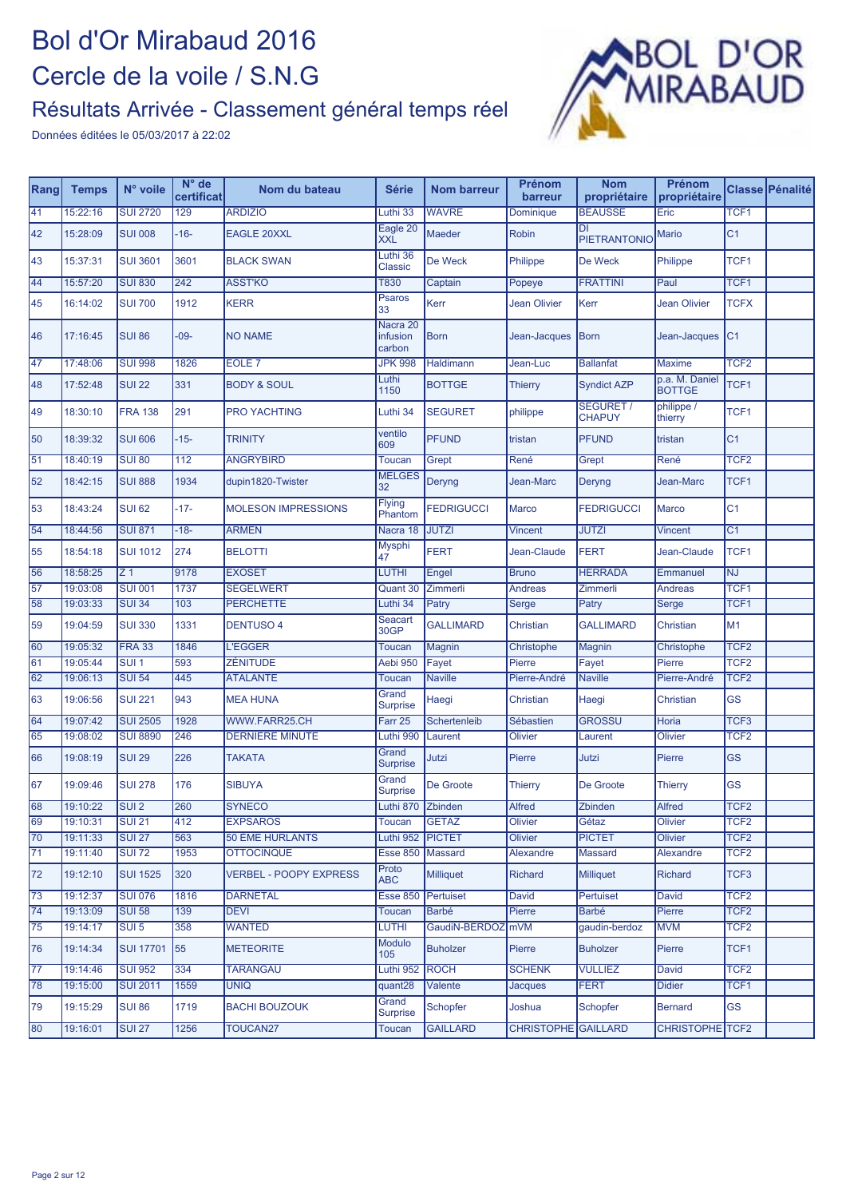# Bol d'Or Mirabaud 2016

## Cercle de la voile / S.N.G

### Résultats Arrivée - Classement général temps réel

Données éditées le 05/03/2017 à 22:02

| Rang | Temps | N° voile | N° de certificat | Nom du bateau | Série | Nom barreur | Prénom barreur | Nom propriétaire | Prénom propriétaire | Classe | Pénalité |
|---|---|---|---|---|---|---|---|---|---|---|---|
| 41 | 15:22:16 | SUI 2720 | 129 | ARDIZIO | Luthi 33 | WAVRE | Dominique | BEAUSSE | Eric | TCF1 | |
| 42 | 15:28:09 | SUI 008 | -16- | EAGLE 20XXL | Eagle 20 XXL | Maeder | Robin | DI PIETRANTONIO | Mario | C1 | |
| 43 | 15:37:31 | SUI 3601 | 3601 | BLACK SWAN | Luthi 36 Classic | De Weck | Philippe | De Weck | Philippe | TCF1 | |
| 44 | 15:57:20 | SUI 830 | 242 | ASST'KO | T830 | Captain | Popeye | FRATTINI | Paul | TCF1 | |
| 45 | 16:14:02 | SUI 700 | 1912 | KERR | Psaros 33 | Kerr | Jean Olivier | Kerr | Jean Olivier | TCFX | |
| 46 | 17:16:45 | SUI 86 | -09- | NO NAME | Nacra 20 infusion carbon | Born | Jean-Jacques | Born | Jean-Jacques | C1 | |
| 47 | 17:48:06 | SUI 998 | 1826 | EOLE 7 | JPK 998 | Haldimann | Jean-Luc | Ballanfat | Maxime | TCF2 | |
| 48 | 17:52:48 | SUI 22 | 331 | BODY & SOUL | Luthi 1150 | BOTTGE | Thierry | Syndict AZP | p.a. M. Daniel BOTTGE | TCF1 | |
| 49 | 18:30:10 | FRA 138 | 291 | PRO YACHTING | Luthi 34 | SEGURET | philippe | SEGURET / CHAPUY | philippe / thierry | TCF1 | |
| 50 | 18:39:32 | SUI 606 | -15- | TRINITY | ventilo 609 | PFUND | tristan | PFUND | tristan | C1 | |
| 51 | 18:40:19 | SUI 80 | 112 | ANGRYBIRD | Toucan | Grept | René | Grept | René | TCF2 | |
| 52 | 18:42:15 | SUI 888 | 1934 | dupin1820-Twister | MELGES 32 | Deryng | Jean-Marc | Deryng | Jean-Marc | TCF1 | |
| 53 | 18:43:24 | SUI 62 | -17- | MOLESON IMPRESSIONS | Flying Phantom | FEDRIGUCCI | Marco | FEDRIGUCCI | Marco | C1 | |
| 54 | 18:44:56 | SUI 871 | -18- | ARMEN | Nacra 18 | JUTZI | Vincent | JUTZI | Vincent | C1 | |
| 55 | 18:54:18 | SUI 1012 | 274 | BELOTTI | Mysphi 47 | FERT | Jean-Claude | FERT | Jean-Claude | TCF1 | |
| 56 | 18:58:25 | Z 1 | 9178 | EXOSET | LUTHI | Engel | Bruno | HERRADA | Emmanuel | NJ | |
| 57 | 19:03:08 | SUI 001 | 1737 | SEGELWERT | Quant 30 | Zimmerli | Andreas | Zimmerli | Andreas | TCF1 | |
| 58 | 19:03:33 | SUI 34 | 103 | PERCHETTE | Luthi 34 | Patry | Serge | Patry | Serge | TCF1 | |
| 59 | 19:04:59 | SUI 330 | 1331 | DENTUSO 4 | Seacart 30GP | GALLIMARD | Christian | GALLIMARD | Christian | M1 | |
| 60 | 19:05:32 | FRA 33 | 1846 | L'EGGER | Toucan | Magnin | Christophe | Magnin | Christophe | TCF2 | |
| 61 | 19:05:44 | SUI 1 | 593 | ZENITUDE | Aebi 950 | Fayet | Pierre | Fayet | Pierre | TCF2 | |
| 62 | 19:06:13 | SUI 54 | 445 | ATALANTE | Toucan | Naville | Pierre-André | Naville | Pierre-André | TCF2 | |
| 63 | 19:06:56 | SUI 221 | 943 | MEA HUNA | Grand Surprise | Haegi | Christian | Haegi | Christian | GS | |
| 64 | 19:07:42 | SUI 2505 | 1928 | WWW.FARR25.CH | Farr 25 | Schertenleib | Sébastien | GROSSU | Horia | TCF3 | |
| 65 | 19:08:02 | SUI 8890 | 246 | DERNIERE MINUTE | Luthi 990 | Laurent | Olivier | Laurent | Olivier | TCF2 | |
| 66 | 19:08:19 | SUI 29 | 226 | TAKATA | Grand Surprise | Jutzi | Pierre | Jutzi | Pierre | GS | |
| 67 | 19:09:46 | SUI 278 | 176 | SIBUYA | Grand Surprise | De Groote | Thierry | De Groote | Thierry | GS | |
| 68 | 19:10:22 | SUI 2 | 260 | SYNECO | Luthi 870 | Zbinden | Alfred | Zbinden | Alfred | TCF2 | |
| 69 | 19:10:31 | SUI 21 | 412 | EXPSAROS | Toucan | GETAZ | Olivier | Gétaz | Olivier | TCF2 | |
| 70 | 19:11:33 | SUI 27 | 563 | 50 EME HURLANTS | Luthi 952 | PICTET | Olivier | PICTET | Olivier | TCF2 | |
| 71 | 19:11:40 | SUI 72 | 1953 | OTTOCINQUE | Esse 850 | Massard | Alexandre | Massard | Alexandre | TCF2 | |
| 72 | 19:12:10 | SUI 1525 | 320 | VERBEL - POOPY EXPRESS | Proto ABC | Milliquet | Richard | Milliquet | Richard | TCF3 | |
| 73 | 19:12:37 | SUI 076 | 1816 | DARNETAL | Esse 850 | Pertuiset | David | Pertuiset | David | TCF2 | |
| 74 | 19:13:09 | SUI 58 | 139 | DEVI | Toucan | Barbé | Pierre | Barbé | Pierre | TCF2 | |
| 75 | 19:14:17 | SUI 5 | 358 | WANTED | LUTHI | GaudiN-BERDOZ | mVM | gaudin-berdoz | MVM | TCF2 | |
| 76 | 19:14:34 | SUI 17701 | 55 | METEORITE | Modulo 105 | Buholzer | Pierre | Buholzer | Pierre | TCF1 | |
| 77 | 19:14:46 | SUI 952 | 334 | TARANGAU | Luthi 952 | ROCH | SCHENK | VULLIEZ | David | TCF2 | |
| 78 | 19:15:00 | SUI 2011 | 1559 | UNIQ | quant28 | Valente | Jacques | FERT | Didier | TCF1 | |
| 79 | 19:15:29 | SUI 86 | 1719 | BACHI BOUZOUK | Grand Surprise | Schopfer | Joshua | Schopfer | Bernard | GS | |
| 80 | 19:16:01 | SUI 27 | 1256 | TOUCAN27 | Toucan | GAILLARD | CHRISTOPHE | GAILLARD | CHRISTOPHE | TCF2 | |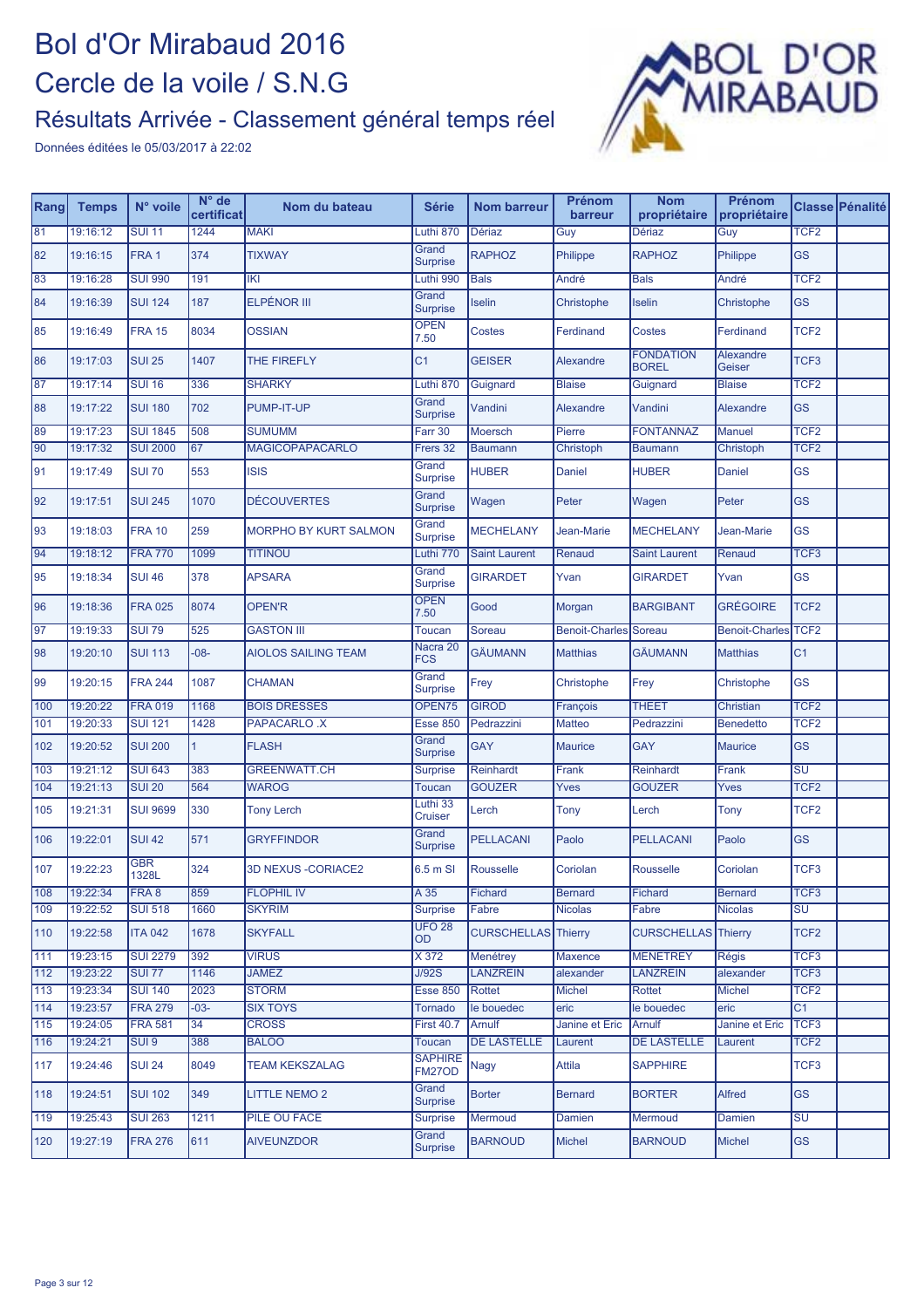# Bol d'Or Mirabaud 2016

## Cercle de la voile / S.N.G

### Résultats Arrivée - Classement général temps réel

Données éditées le 05/03/2017 à 22:02

| Rang | Temps | N° voile | N° de certificat | Nom du bateau | Série | Nom barreur | Prénom barreur | Nom propriétaire | Prénom propriétaire | Classe | Pénalité |
|---|---|---|---|---|---|---|---|---|---|---|---|
| 81 | 19:16:12 | SUI 11 | 1244 | MAKI | Luthi 870 | Dériaz | Guy | Dériaz | Guy | TCF2 | |
| 82 | 19:16:15 | FRA 1 | 374 | TIXWAY | Grand Surprise | RAPHOZ | Philippe | RAPHOZ | Philippe | GS | |
| 83 | 19:16:28 | SUI 990 | 191 | IKI | Luthi 990 | Bals | André | Bals | André | TCF2 | |
| 84 | 19:16:39 | SUI 124 | 187 | ELPÉNOR III | Grand Surprise | Iselin | Christophe | Iselin | Christophe | GS | |
| 85 | 19:16:49 | FRA 15 | 8034 | OSSIAN | OPEN 7.50 | Costes | Ferdinand | Costes | Ferdinand | TCF2 | |
| 86 | 19:17:03 | SUI 25 | 1407 | THE FIREFLY | C1 | GEISER | Alexandre | FONDATION BOREL | Alexandre Geiser | TCF3 | |
| 87 | 19:17:14 | SUI 16 | 336 | SHARKY | Luthi 870 | Guignard | Blaise | Guignard | Blaise | TCF2 | |
| 88 | 19:17:22 | SUI 180 | 702 | PUMP-IT-UP | Grand Surprise | Vandini | Alexandre | Vandini | Alexandre | GS | |
| 89 | 19:17:23 | SUI 1845 | 508 | SUMUMM | Farr 30 | Moersch | Pierre | FONTANNAZ | Manuel | TCF2 | |
| 90 | 19:17:32 | SUI 2000 | 67 | MAGICOPAPACARLO | Frers 32 | Baumann | Christoph | Baumann | Christoph | TCF2 | |
| 91 | 19:17:49 | SUI 70 | 553 | ISIS | Grand Surprise | HUBER | Daniel | HUBER | Daniel | GS | |
| 92 | 19:17:51 | SUI 245 | 1070 | DÉCOUVERTES | Grand Surprise | Wagen | Peter | Wagen | Peter | GS | |
| 93 | 19:18:03 | FRA 10 | 259 | MORPHO BY KURT SALMON | Grand Surprise | MECHELANY | Jean-Marie | MECHELANY | Jean-Marie | GS | |
| 94 | 19:18:12 | FRA 770 | 1099 | TITINOU | Luthi 770 | Saint Laurent | Renaud | Saint Laurent | Renaud | TCF3 | |
| 95 | 19:18:34 | SUI 46 | 378 | APSARA | Grand Surprise | GIRARDET | Yvan | GIRARDET | Yvan | GS | |
| 96 | 19:18:36 | FRA 025 | 8074 | OPEN'R | OPEN 7.50 | Good | Morgan | BARGIBANT | GRÉGOIRE | TCF2 | |
| 97 | 19:19:33 | SUI 79 | 525 | GASTON III | Toucan | Soreau | Benoit-Charles | Soreau | Benoit-Charles | TCF2 | |
| 98 | 19:20:10 | SUI 113 | -08- | AIOLOS SAILING TEAM | Nacra 20 FCS | GÄUMANN | Matthias | GÄUMANN | Matthias | C1 | |
| 99 | 19:20:15 | FRA 244 | 1087 | CHAMAN | Grand Surprise | Frey | Christophe | Frey | Christophe | GS | |
| 100 | 19:20:22 | FRA 019 | 1168 | BOIS DRESSES | OPEN75 | GIROD | François | THEET | Christian | TCF2 | |
| 101 | 19:20:33 | SUI 121 | 1428 | PAPACARLO .X | Esse 850 | Pedrazzini | Matteo | Pedrazzini | Benedetto | TCF2 | |
| 102 | 19:20:52 | SUI 200 | 1 | FLASH | Grand Surprise | GAY | Maurice | GAY | Maurice | GS | |
| 103 | 19:21:12 | SUI 643 | 383 | GREENWATT.CH | Surprise | Reinhardt | Frank | Reinhardt | Frank | SU | |
| 104 | 19:21:13 | SUI 20 | 564 | WAROG | Toucan | GOUZER | Yves | GOUZER | Yves | TCF2 | |
| 105 | 19:21:31 | SUI 9699 | 330 | Tony Lerch | Luthi 33 Cruiser | Lerch | Tony | Lerch | Tony | TCF2 | |
| 106 | 19:22:01 | SUI 42 | 571 | GRYFFINDOR | Grand Surprise | PELLACANI | Paolo | PELLACANI | Paolo | GS | |
| 107 | 19:22:23 | GBR 1328L | 324 | 3D NEXUS -CORIACE2 | 6.5 m SI | Rousselle | Coriolan | Rousselle | Coriolan | TCF3 | |
| 108 | 19:22:34 | FRA 8 | 859 | FLOPHIL IV | A 35 | Fichard | Bernard | Fichard | Bernard | TCF3 | |
| 109 | 19:22:52 | SUI 518 | 1660 | SKYRIM | Surprise | Fabre | Nicolas | Fabre | Nicolas | SU | |
| 110 | 19:22:58 | ITA 042 | 1678 | SKYFALL | UFO 28 OD | CURSCHELLAS | Thierry | CURSCHELLAS | Thierry | TCF2 | |
| 111 | 19:23:15 | SUI 2279 | 392 | VIRUS | X 372 | Menétrey | Maxence | MENETREY | Régis | TCF3 | |
| 112 | 19:23:22 | SUI 77 | 1146 | JAMEZ | J/92S | LANZREIN | alexander | LANZREIN | alexander | TCF3 | |
| 113 | 19:23:34 | SUI 140 | 2023 | STORM | Esse 850 | Rottet | Michel | Rottet | Michel | TCF2 | |
| 114 | 19:23:57 | FRA 279 | -03- | SIX TOYS | Tornado | le bouedec | eric | le bouedec | eric | C1 | |
| 115 | 19:24:05 | FRA 581 | 34 | CROSS | First 40.7 | Arnulf | Janine et Eric | Arnulf | Janine et Eric | TCF3 | |
| 116 | 19:24:21 | SUI 9 | 388 | BALOO | Toucan | DE LASTELLE | Laurent | DE LASTELLE | Laurent | TCF2 | |
| 117 | 19:24:46 | SUI 24 | 8049 | TEAM KEKSZALAG | SAPHIRE FM27OD | Nagy | Attila | SAPPHIRE | | TCF3 | |
| 118 | 19:24:51 | SUI 102 | 349 | LITTLE NEMO 2 | Grand Surprise | Borter | Bernard | BORTER | Alfred | GS | |
| 119 | 19:25:43 | SUI 263 | 1211 | PILE OU FACE | Surprise | Mermoud | Damien | Mermoud | Damien | SU | |
| 120 | 19:27:19 | FRA 276 | 611 | AIVEUNZDOR | Grand Surprise | BARNOUD | Michel | BARNOUD | Michel | GS | |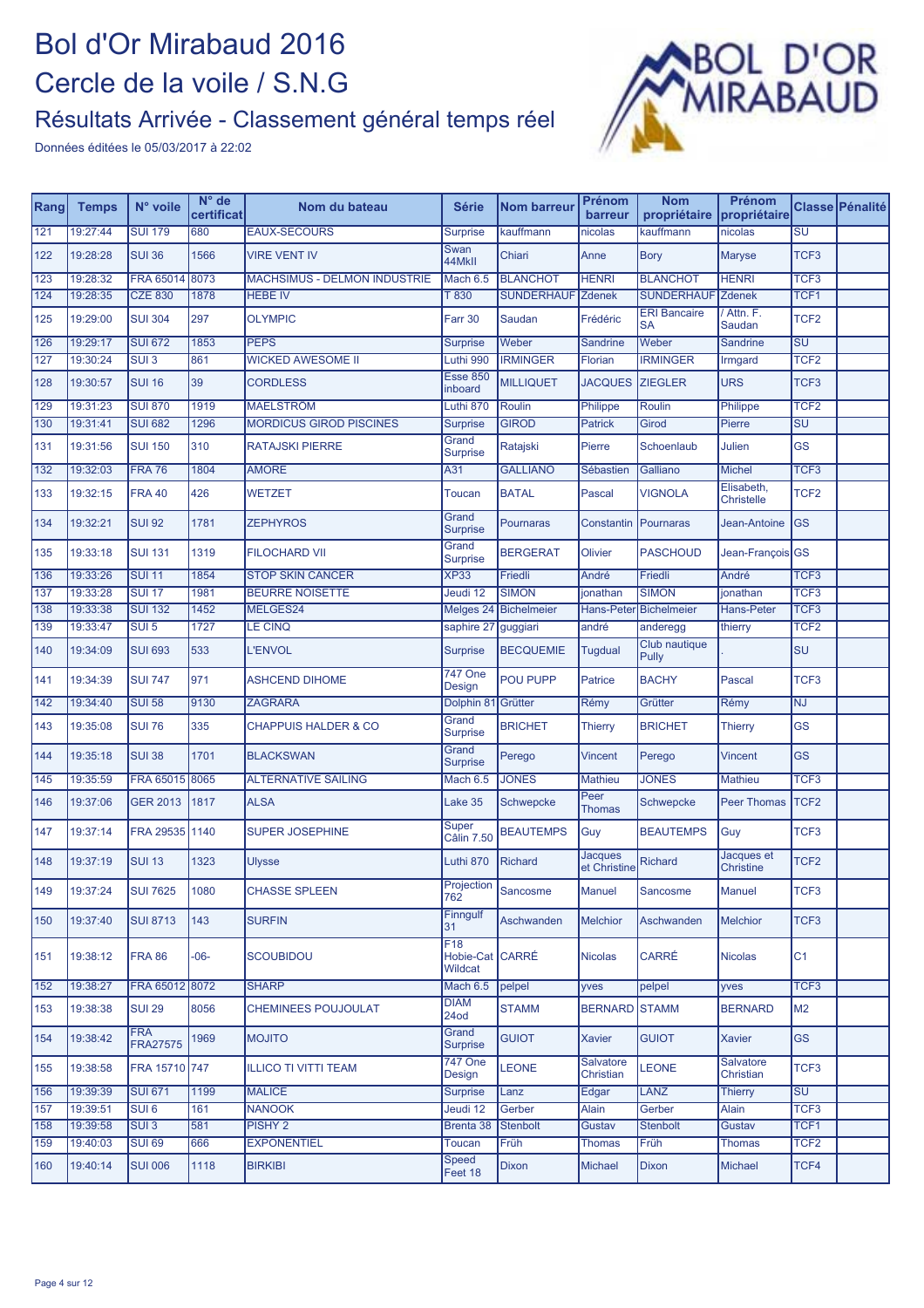# Bol d'Or Mirabaud 2016

## Cercle de la voile / S.N.G

### Résultats Arrivée - Classement général temps réel

Données éditées le 05/03/2017 à 22:02

| Rang | Temps | N° voile | N° de certificat | Nom du bateau | Série | Nom barreur | Prénom barreur | Nom propriétaire | Prénom propriétaire | Classe | Pénalité |
|---|---|---|---|---|---|---|---|---|---|---|---|
| 121 | 19:27:44 | SUI 179 | 680 | EAUX-SECOURS | Surprise | kauffmann | nicolas | kauffmann | nicolas | SU | |
| 122 | 19:28:28 | SUI 36 | 1566 | VIRE VENT IV | Swan 44MkII | Chiari | Anne | Bory | Maryse | TCF3 | |
| 123 | 19:28:32 | FRA 65014 | 8073 | MACHSIMUS - DELMON INDUSTRIE | Mach 6.5 | BLANCHOT | HENRI | BLANCHOT | HENRI | TCF3 | |
| 124 | 19:28:35 | CZE 830 | 1878 | HEBE IV | T 830 | SUNDERHAUF | Zdenek | SUNDERHAUF | Zdenek | TCF1 | |
| 125 | 19:29:00 | SUI 304 | 297 | OLYMPIC | Farr 30 | Saudan | Frédéric | ERI Bancaire SA | / Attn. F. Saudan | TCF2 | |
| 126 | 19:29:17 | SUI 672 | 1853 | PEPS | Surprise | Weber | Sandrine | Weber | Sandrine | SU | |
| 127 | 19:30:24 | SUI 3 | 861 | WICKED AWESOME II | Luthi 990 | IRMINGER | Florian | IRMINGER | Irmgard | TCF2 | |
| 128 | 19:30:57 | SUI 16 | 39 | CORDLESS | Esse 850 inboard | MILLIQUET | JACQUES | ZIEGLER | URS | TCF3 | |
| 129 | 19:31:23 | SUI 870 | 1919 | MAELSTRÖM | Luthi 870 | Roulin | Philippe | Roulin | Philippe | TCF2 | |
| 130 | 19:31:41 | SUI 682 | 1296 | MORDICUS GIROD PISCINES | Surprise | GIROD | Patrick | Girod | Pierre | SU | |
| 131 | 19:31:56 | SUI 150 | 310 | RATAJSKI PIERRE | Grand Surprise | Ratajski | Pierre | Schoenlaub | Julien | GS | |
| 132 | 19:32:03 | FRA 76 | 1804 | AMORE | A31 | GALLIANO | Sébastien | Galliano | Michel | TCF3 | |
| 133 | 19:32:15 | FRA 40 | 426 | WETZET | Toucan | BATAL | Pascal | VIGNOLA | Elisabeth, Christelle | TCF2 | |
| 134 | 19:32:21 | SUI 92 | 1781 | ZEPHYROS | Grand Surprise | Pournaras | Constantin | Pournaras | Jean-Antoine | GS | |
| 135 | 19:33:18 | SUI 131 | 1319 | FILOCHARD VII | Grand Surprise | BERGERAT | Olivier | PASCHOUD | Jean-François | GS | |
| 136 | 19:33:26 | SUI 11 | 1854 | STOP SKIN CANCER | XP33 | Friedli | André | Friedli | André | TCF3 | |
| 137 | 19:33:28 | SUI 17 | 1981 | BEURRE NOISETTE | Jeudi 12 | SIMON | jonathan | SIMON | jonathan | TCF3 | |
| 138 | 19:33:38 | SUI 132 | 1452 | MELGES24 | Melges 24 | Bichelmeier | Hans-Peter | Bichelmeier | Hans-Peter | TCF3 | |
| 139 | 19:33:47 | SUI 5 | 1727 | LE CINQ | saphire 27 | guggiari | andré | anderegg | thierry | TCF2 | |
| 140 | 19:34:09 | SUI 693 | 533 | L'ENVOL | Surprise | BECQUEMIE | Tugdual | Club nautique Pully | . | SU | |
| 141 | 19:34:39 | SUI 747 | 971 | ASHCEND DIHOME | 747 One Design | POU PUPP | Patrice | BACHY | Pascal | TCF3 | |
| 142 | 19:34:40 | SUI 58 | 9130 | ZAGRARA | Dolphin 81 | Grütter | Rémy | Grütter | Rémy | NJ | |
| 143 | 19:35:08 | SUI 76 | 335 | CHAPPUIS HALDER & CO | Grand Surprise | BRICHET | Thierry | BRICHET | Thierry | GS | |
| 144 | 19:35:18 | SUI 38 | 1701 | BLACKSWAN | Grand Surprise | Perego | Vincent | Perego | Vincent | GS | |
| 145 | 19:35:59 | FRA 65015 | 8065 | ALTERNATIVE SAILING | Mach 6.5 | JONES | Mathieu | JONES | Mathieu | TCF3 | |
| 146 | 19:37:06 | GER 2013 | 1817 | ALSA | Lake 35 | Schwepcke | Peer Thomas | Schwepcke | Peer Thomas | TCF2 | |
| 147 | 19:37:14 | FRA 29535 | 1140 | SUPER JOSEPHINE | Super Câlin 7.50 | BEAUTEMPS | Guy | BEAUTEMPS | Guy | TCF3 | |
| 148 | 19:37:19 | SUI 13 | 1323 | Ulysse | Luthi 870 | Richard | Jacques et Christine | Richard | Jacques et Christine | TCF2 | |
| 149 | 19:37:24 | SUI 7625 | 1080 | CHASSE SPLEEN | Projection 762 | Sancosme | Manuel | Sancosme | Manuel | TCF3 | |
| 150 | 19:37:40 | SUI 8713 | 143 | SURFIN | Finngulf 31 | Aschwanden | Melchior | Aschwanden | Melchior | TCF3 | |
| 151 | 19:38:12 | FRA 86 | -06- | SCOUBIDOU | F18 Hobie-Cat Wildcat | CARRÉ | Nicolas | CARRÉ | Nicolas | C1 | |
| 152 | 19:38:27 | FRA 65012 | 8072 | SHARP | Mach 6.5 | pelpel | yves | pelpel | yves | TCF3 | |
| 153 | 19:38:38 | SUI 29 | 8056 | CHEMINEES POUJOULAT | DIAM 24od | STAMM | BERNARD | STAMM | BERNARD | M2 | |
| 154 | 19:38:42 | FRA FRA27575 | 1969 | MOJITO | Grand Surprise | GUIOT | Xavier | GUIOT | Xavier | GS | |
| 155 | 19:38:58 | FRA 15710 | 747 | ILLICO TI VITTI TEAM | 747 One Design | LEONE | Salvatore Christian | LEONE | Salvatore Christian | TCF3 | |
| 156 | 19:39:39 | SUI 671 | 1199 | MALICE | Surprise | Lanz | Edgar | LANZ | Thierry | SU | |
| 157 | 19:39:51 | SUI 6 | 161 | NANOOK | Jeudi 12 | Gerber | Alain | Gerber | Alain | TCF3 | |
| 158 | 19:39:58 | SUI 3 | 581 | PISHY 2 | Brenta 38 | Stenbolt | Gustav | Stenbolt | Gustav | TCF1 | |
| 159 | 19:40:03 | SUI 69 | 666 | EXPONENTIEL | Toucan | Früh | Thomas | Früh | Thomas | TCF2 | |
| 160 | 19:40:14 | SUI 006 | 1118 | BIRKIBI | Speed Feet 18 | Dixon | Michael | Dixon | Michael | TCF4 | |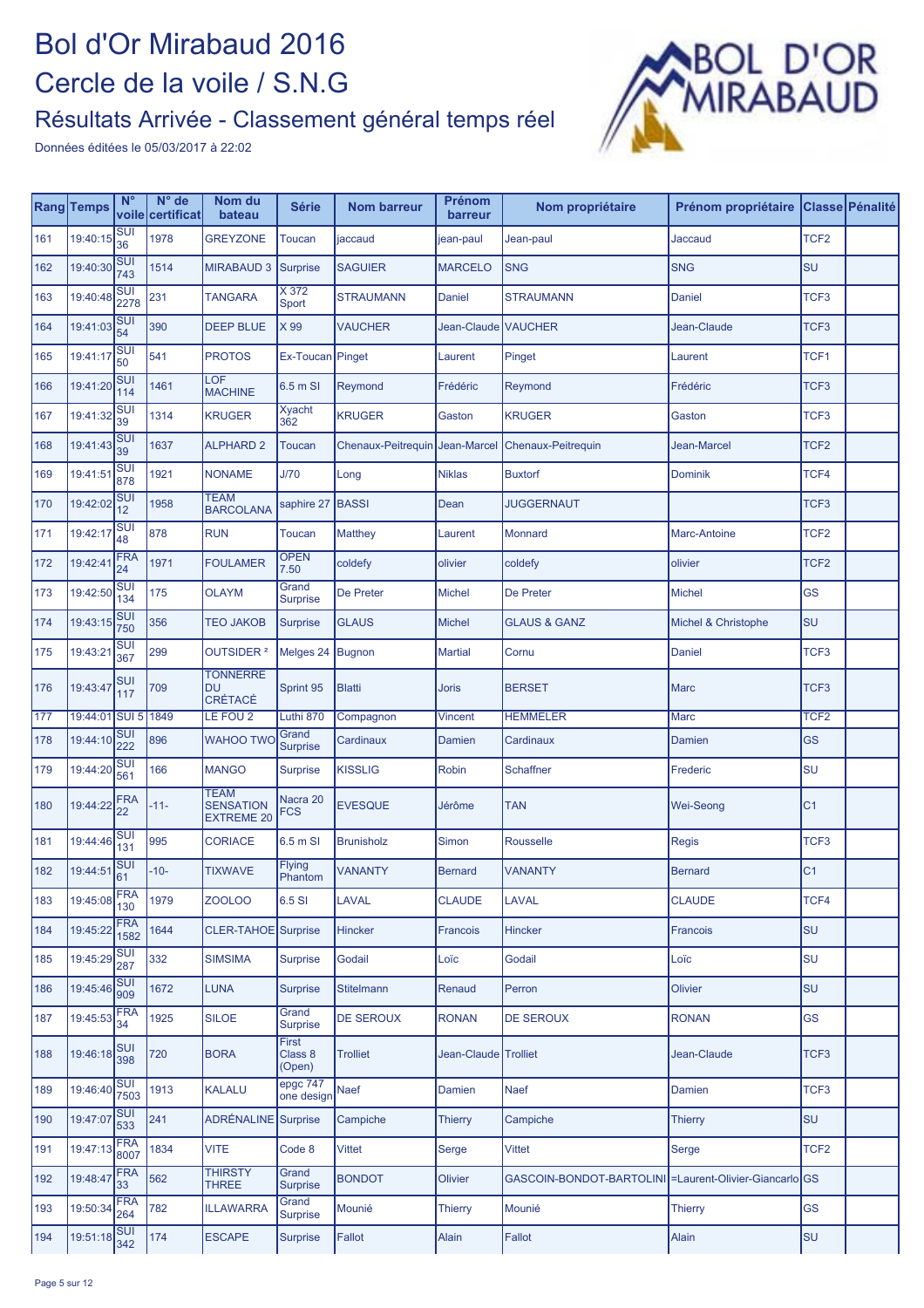# Bol d'Or Mirabaud 2016

## Cercle de la voile / S.N.G

### Résultats Arrivée - Classement général temps réel

Données éditées le 05/03/2017 à 22:02

| Rang | Temps | N° voile | N° de certificat | Nom du bateau | Série | Nom barreur | Prénom barreur | Nom propriétaire | Prénom propriétaire | Classe | Pénalité |
|---|---|---|---|---|---|---|---|---|---|---|---|
| 161 | 19:40:15 | SUI 36 | 1978 | GREYZONE | Toucan | jaccaud | jean-paul | Jean-paul | Jaccaud | TCF2 | |
| 162 | 19:40:30 | SUI 743 | 1514 | MIRABAUD 3 | Surprise | SAGUIER | MARCELO | SNG | SNG | SU | |
| 163 | 19:40:48 | SUI 2278 | 231 | TANGARA | X 372 Sport | STRAUMANN | Daniel | STRAUMANN | Daniel | TCF3 | |
| 164 | 19:41:03 | SUI 54 | 390 | DEEP BLUE | X 99 | VAUCHER | Jean-Claude | VAUCHER | Jean-Claude | TCF3 | |
| 165 | 19:41:17 | SUI 50 | 541 | PROTOS | Ex-Toucan | Pinget | Laurent | Pinget | Laurent | TCF1 | |
| 166 | 19:41:20 | SUI 114 | 1461 | LOF MACHINE | 6.5 m SI | Reymond | Frédéric | Reymond | Frédéric | TCF3 | |
| 167 | 19:41:32 | SUI 39 | 1314 | KRUGER | Xyacht 362 | KRUGER | Gaston | KRUGER | Gaston | TCF3 | |
| 168 | 19:41:43 | SUI 39 | 1637 | ALPHARD 2 | Toucan | Chenaux-Peitrequin | Jean-Marcel | Chenaux-Peitrequin | Jean-Marcel | TCF2 | |
| 169 | 19:41:51 | SUI 878 | 1921 | NONAME | J/70 | Long | Niklas | Buxtorf | Dominik | TCF4 | |
| 170 | 19:42:02 | SUI 12 | 1958 | TEAM BARCOLANA | saphire 27 | BASSI | Dean | JUGGERNAUT | | TCF3 | |
| 171 | 19:42:17 | SUI 48 | 878 | RUN | Toucan | Matthey | Laurent | Monnard | Marc-Antoine | TCF2 | |
| 172 | 19:42:41 | FRA 24 | 1971 | FOULAMER | OPEN 7.50 | coldefy | olivier | coldefy | olivier | TCF2 | |
| 173 | 19:42:50 | SUI 134 | 175 | OLAYM | Grand Surprise | De Preter | Michel | De Preter | Michel | GS | |
| 174 | 19:43:15 | SUI 750 | 356 | TEO JAKOB | Surprise | GLAUS | Michel | GLAUS & GANZ | Michel & Christophe | SU | |
| 175 | 19:43:21 | SUI 367 | 299 | OUTSIDER ² | Melges 24 | Bugnon | Martial | Cornu | Daniel | TCF3 | |
| 176 | 19:43:47 | SUI 117 | 709 | TONNERRE DU CRÉTACÉ | Sprint 95 | Blatti | Joris | BERSET | Marc | TCF3 | |
| 177 | 19:44:01 | SUI 5 | 1849 | LE FOU 2 | Luthi 870 | Compagnon | Vincent | HEMMELER | Marc | TCF2 | |
| 178 | 19:44:10 | SUI 222 | 896 | WAHOO TWO | Grand Surprise | Cardinaux | Damien | Cardinaux | Damien | GS | |
| 179 | 19:44:20 | SUI 561 | 166 | MANGO | Surprise | KISSLIG | Robin | Schaffner | Frederic | SU | |
| 180 | 19:44:22 | FRA 22 | -11- | TEAM SENSATION EXTREME 20 | Nacra 20 FCS | EVESQUE | Jérôme | TAN | Wei-Seong | C1 | |
| 181 | 19:44:46 | SUI 131 | 995 | CORIACE | 6.5 m SI | Brunisholz | Simon | Rousselle | Regis | TCF3 | |
| 182 | 19:44:51 | SUI 61 | -10- | TIXWAVE | Flying Phantom | VANANTY | Bernard | VANANTY | Bernard | C1 | |
| 183 | 19:45:08 | FRA 130 | 1979 | ZOOLOO | 6.5 SI | LAVAL | CLAUDE | LAVAL | CLAUDE | TCF4 | |
| 184 | 19:45:22 | FRA 1582 | 1644 | CLER-TAHOE | Surprise | Hincker | Francois | Hincker | Francois | SU | |
| 185 | 19:45:29 | SUI 287 | 332 | SIMSIMA | Surprise | Godail | Loïc | Godail | Loïc | SU | |
| 186 | 19:45:46 | SUI 909 | 1672 | LUNA | Surprise | Stitelmann | Renaud | Perron | Olivier | SU | |
| 187 | 19:45:53 | FRA 34 | 1925 | SILOE | Grand Surprise | DE SEROUX | RONAN | DE SEROUX | RONAN | GS | |
| 188 | 19:46:18 | SUI 398 | 720 | BORA | First Class 8 (Open) | Trolliet | Jean-Claude | Trolliet | Jean-Claude | TCF3 | |
| 189 | 19:46:40 | SUI 7503 | 1913 | KALALU | epgc 747 one design | Naef | Damien | Naef | Damien | TCF3 | |
| 190 | 19:47:07 | SUI 533 | 241 | ADRÉNALINE | Surprise | Campiche | Thierry | Campiche | Thierry | SU | |
| 191 | 19:47:13 | FRA 8007 | 1834 | VITE | Code 8 | Vittet | Serge | Vittet | Serge | TCF2 | |
| 192 | 19:48:47 | FRA 33 | 562 | THIRSTY THREE | Grand Surprise | BONDOT | Olivier | GASCOIN-BONDOT-BARTOLINI | =Laurent-Olivier-Giancarlo | GS | |
| 193 | 19:50:34 | FRA 264 | 782 | ILLAWARRA | Grand Surprise | Mounié | Thierry | Mounié | Thierry | GS | |
| 194 | 19:51:18 | SUI 342 | 174 | ESCAPE | Surprise | Fallot | Alain | Fallot | Alain | SU | |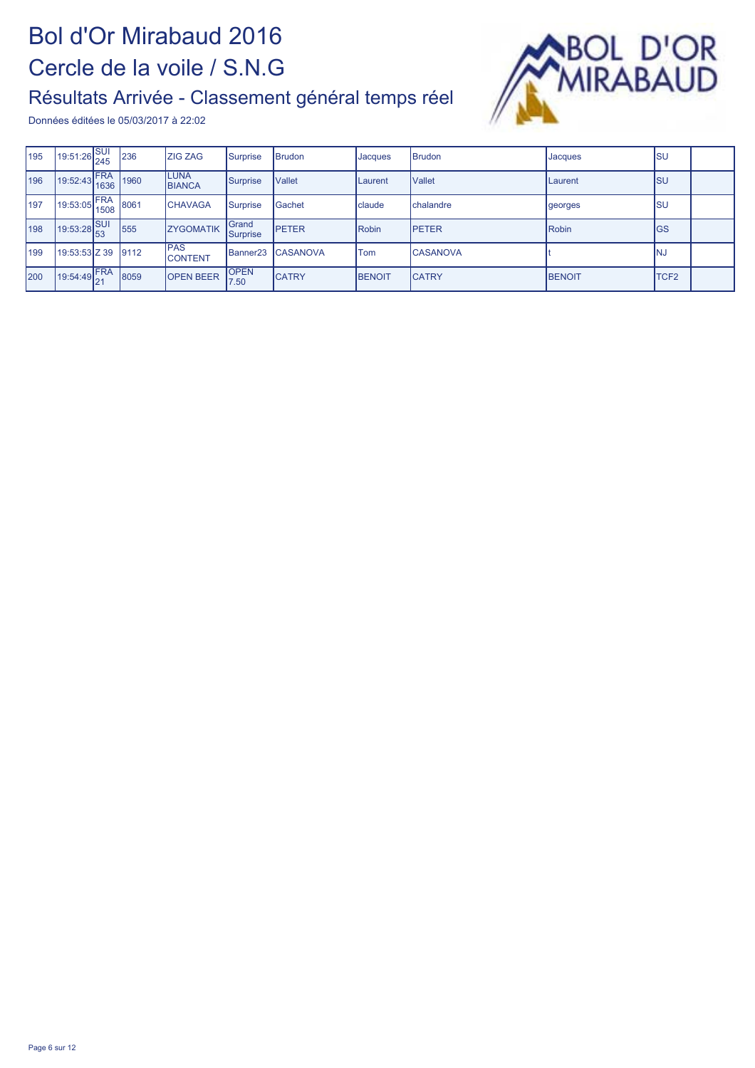# Bol d'Or Mirabaud 2016

## Cerce de la voile / S.N.G

### Résultats Arrivée - Classement général temps réel

Données éditées le 05/03/2017 à 22:02

| | | | | | | | | | | | |
|---|---|---|---|---|---|---|---|---|---|---|---|
| 195 | 19:51:26 | SUI 245 | 236 | ZIG ZAG | Surprise | Brudon | Jacques | Brudon | Jacques | SU | |
| 196 | 19:52:43 | FRA 1636 | 1960 | LUNA BIANCA | Surprise | Vallet | Laurent | Vallet | Laurent | SU | |
| 197 | 19:53:05 | FRA 1508 | 8061 | CHAVAGA | Surprise | Gachet | claude | chalandre | georges | SU | |
| 198 | 19:53:28 | SUI 53 | 555 | ZYGOMATIK | Grand Surprise | PETER | Robin | PETER | Robin | GS | |
| 199 | 19:53:53 | Z 39 | 9112 | PAS CONTENT | Banner23 | CASANOVA | Tom | CASANOVA | t | NJ | |
| 200 | 19:54:49 | FRA 21 | 8059 | OPEN BEER | OPEN 7.50 | CATRY | BENOIT | CATRY | BENOIT | TCF2 | |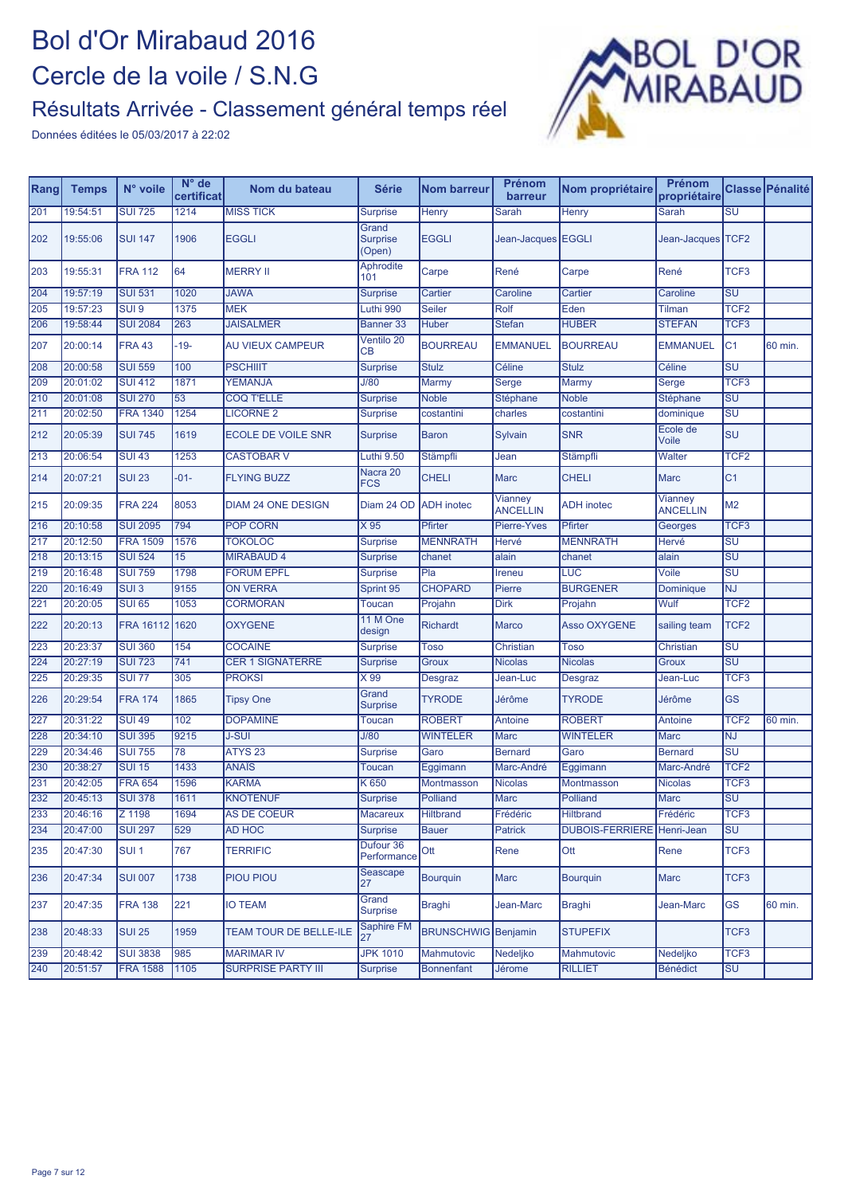# Bol d'Or Mirabaud 2016

## Cercle de la voile / S.N.G

### Résultats Arrivée - Classement général temps réel

Données éditées le 05/03/2017 à 22:02

| Rang | Temps | N° voile | N° de certificat | Nom du bateau | Série | Nom barreur | Prénom barreur | Nom propriétaire | Prénom propriétaire | Classe | Pénalité |
|---|---|---|---|---|---|---|---|---|---|---|---|
| 201 | 19:54:51 | SUI 725 | 1214 | MISS TICK | Surprise | Henry | Sarah | Henry | Sarah | SU | |
| 202 | 19:55:06 | SUI 147 | 1906 | EGGLI | Grand Surprise (Open) | EGGLI | Jean-Jacques | EGGLI | Jean-Jacques | TCF2 | |
| 203 | 19:55:31 | FRA 112 | 64 | MERRY II | Aphrodite 101 | Carpe | René | Carpe | René | TCF3 | |
| 204 | 19:57:19 | SUI 531 | 1020 | JAWA | Surprise | Cartier | Caroline | Cartier | Caroline | SU | |
| 205 | 19:57:23 | SUI 9 | 1375 | MEK | Luthi 990 | Seiler | Rolf | Eden | Tilman | TCF2 | |
| 206 | 19:58:44 | SUI 2084 | 263 | JAISALMER | Banner 33 | Huber | Stefan | HUBER | STEFAN | TCF3 | |
| 207 | 20:00:14 | FRA 43 | -19- | AU VIEUX CAMPEUR | Ventilo 20 CB | BOURREAU | EMMANUEL | BOURREAU | EMMANUEL | C1 | 60 min. |
| 208 | 20:00:58 | SUI 559 | 100 | PSCHIIIT | Surprise | Stulz | Céline | Stulz | Céline | SU | |
| 209 | 20:01:02 | SUI 412 | 1871 | YEMANJA | J/80 | Marmy | Serge | Marmy | Serge | TCF3 | |
| 210 | 20:01:08 | SUI 270 | 53 | COQ T'ELLE | Surprise | Noble | Stéphane | Noble | Stéphane | SU | |
| 211 | 20:02:50 | FRA 1340 | 1254 | LICORNE 2 | Surprise | costantini | charles | costantini | dominique | SU | |
| 212 | 20:05:39 | SUI 745 | 1619 | ECOLE DE VOILE SNR | Surprise | Baron | Sylvain | SNR | Ecole de Voile | SU | |
| 213 | 20:06:54 | SUI 43 | 1253 | CASTOBAR V | Luthi 9.50 | Stämpfli | Jean | Stämpfli | Walter | TCF2 | |
| 214 | 20:07:21 | SUI 23 | -01- | FLYING BUZZ | Nacra 20 FCS | CHELI | Marc | CHELI | Marc | C1 | |
| 215 | 20:09:35 | FRA 224 | 8053 | DIAM 24 ONE DESIGN | Diam 24 OD | ADH inotec | Vianney ANCELLIN | ADH inotec | Vianney ANCELLIN | M2 | |
| 216 | 20:10:58 | SUI 2095 | 794 | POP CORN | X 95 | Pfirter | Pierre-Yves | Pfirter | Georges | TCF3 | |
| 217 | 20:12:50 | FRA 1509 | 1576 | TOKOLOC | Surprise | MENNRATH | Hervé | MENNRATH | Hervé | SU | |
| 218 | 20:13:15 | SUI 524 | 15 | MIRABAUD 4 | Surprise | chanet | alain | chanet | alain | SU | |
| 219 | 20:16:48 | SUI 759 | 1798 | FORUM EPFL | Surprise | Pla | Ireneu | LUC | Voile | SU | |
| 220 | 20:16:49 | SUI 3 | 9155 | ON VERRA | Sprint 95 | CHOPARD | Pierre | BURGENER | Dominique | NJ | |
| 221 | 20:20:05 | SUI 65 | 1053 | CORMORAN | Toucan | Projahn | Dirk | Projahn | Wulf | TCF2 | |
| 222 | 20:20:13 | FRA 16112 | 1620 | OXYGENE | 11 M One design | Richardt | Marco | Asso OXYGENE | sailing team | TCF2 | |
| 223 | 20:23:37 | SUI 360 | 154 | COCAINE | Surprise | Toso | Christian | Toso | Christian | SU | |
| 224 | 20:27:19 | SUI 723 | 741 | CER 1 SIGNATERRE | Surprise | Groux | Nicolas | Nicolas | Groux | SU | |
| 225 | 20:29:35 | SUI 77 | 305 | PROKSI | X 99 | Desgraz | Jean-Luc | Desgraz | Jean-Luc | TCF3 | |
| 226 | 20:29:54 | FRA 174 | 1865 | Tipsy One | Grand Surprise | TYRODE | Jérôme | TYRODE | Jérôme | GS | |
| 227 | 20:31:22 | SUI 49 | 102 | DOPAMINE | Toucan | ROBERT | Antoine | ROBERT | Antoine | TCF2 | 60 min. |
| 228 | 20:34:10 | SUI 395 | 9215 | J-SUI | J/80 | WINTELER | Marc | WINTELER | Marc | NJ | |
| 229 | 20:34:46 | SUI 755 | 78 | ATYS 23 | Surprise | Garo | Bernard | Garo | Bernard | SU | |
| 230 | 20:38:27 | SUI 15 | 1433 | ANAIS | Toucan | Eggimann | Marc-André | Eggimann | Marc-André | TCF2 | |
| 231 | 20:42:05 | FRA 654 | 1596 | KARMA | K 650 | Montmasson | Nicolas | Montmasson | Nicolas | TCF3 | |
| 232 | 20:45:13 | SUI 378 | 1611 | KNOTENUF | Surprise | Polliand | Marc | Polliand | Marc | SU | |
| 233 | 20:46:16 | Z 1198 | 1694 | AS DE COEUR | Macareux | Hiltbrand | Frédéric | Hiltbrand | Frédéric | TCF3 | |
| 234 | 20:47:00 | SUI 297 | 529 | AD HOC | Surprise | Bauer | Patrick | DUBOIS-FERRIERE | Henri-Jean | SU | |
| 235 | 20:47:30 | SUI 1 | 767 | TERRIFIC | Dufour 36 Performance | Ott | Rene | Ott | Rene | TCF3 | |
| 236 | 20:47:34 | SUI 007 | 1738 | PIOU PIOU | Seascape 27 | Bourquin | Marc | Bourquin | Marc | TCF3 | |
| 237 | 20:47:35 | FRA 138 | 221 | IO TEAM | Grand Surprise | Braghi | Jean-Marc | Braghi | Jean-Marc | GS | 60 min. |
| 238 | 20:48:33 | SUI 25 | 1959 | TEAM TOUR DE BELLE-ILE | Saphire FM 27 | BRUNSCHWIG | Benjamin | STUPEFIX | | TCF3 | |
| 239 | 20:48:42 | SUI 3838 | 985 | MARIMAR IV | JPK 1010 | Mahmutovic | Nedeljko | Mahmutovic | Nedeljko | TCF3 | |
| 240 | 20:51:57 | FRA 1588 | 1105 | SURPRISE PARTY III | Surprise | Bonnenfant | Jérome | RILLIET | Bénédict | SU | |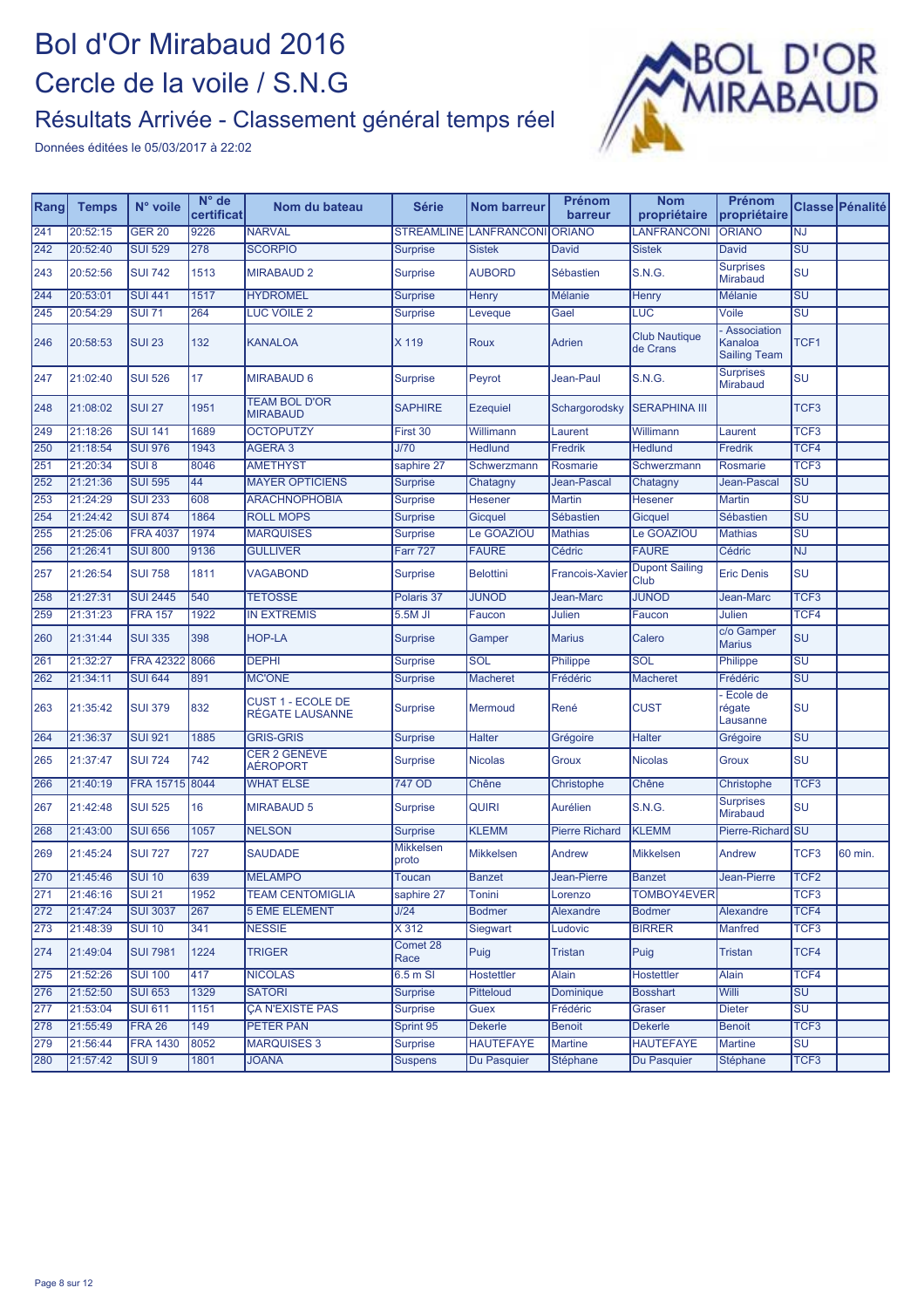# Bol d'Or Mirabaud 2016

# Cercle de la voile / S.N.G

## Résultats Arrivée - Classement général temps réel

Données éditées le 05/03/2017 à 22:02

| Rang | Temps | N° voile | N° de certificat | Nom du bateau | Série | Nom barreur | Prénom barreur | Nom propriétaire | Prénom propriétaire | Classe | Pénalité |
|---|---|---|---|---|---|---|---|---|---|---|---|
| 241 | 20:52:15 | GER 20 | 9226 | NARVAL | STREAMLINE | LANFRANCONI | ORIANO | LANFRANCONI | ORIANO | NJ | |
| 242 | 20:52:40 | SUI 529 | 278 | SCORPIO | Surprise | Sistek | David | Sistek | David | SU | |
| 243 | 20:52:56 | SUI 742 | 1513 | MIRABAUD 2 | Surprise | AUBORD | Sébastien | S.N.G. | Surprises Mirabaud | SU | |
| 244 | 20:53:01 | SUI 441 | 1517 | HYDROMEL | Surprise | Henry | Mélanie | Henry | Mélanie | SU | |
| 245 | 20:54:29 | SUI 71 | 264 | LUC VOILE 2 | Surprise | Leveque | Gael | LUC | Voile | SU | |
| 246 | 20:58:53 | SUI 23 | 132 | KANALOA | X 119 | Roux | Adrien | Club Nautique de Crans | - Association Kanaloa Sailing Team | TCF1 | |
| 247 | 21:02:40 | SUI 526 | 17 | MIRABAUD 6 | Surprise | Peyrot | Jean-Paul | S.N.G. | Surprises Mirabaud | SU | |
| 248 | 21:08:02 | SUI 27 | 1951 | TEAM BOL D'OR MIRABAUD | SAPHIRE | Ezequiel | Schargorodsky | SERAPHINA III | | TCF3 | |
| 249 | 21:18:26 | SUI 141 | 1689 | OCTOPUTZY | First 30 | Willimann | Laurent | Willimann | Laurent | TCF3 | |
| 250 | 21:18:54 | SUI 976 | 1943 | AGERA 3 | J/70 | Hedlund | Fredrik | Hedlund | Fredrik | TCF4 | |
| 251 | 21:20:34 | SUI 8 | 8046 | AMETHYST | saphire 27 | Schwerzmann | Rosmarie | Schwerzmann | Rosmarie | TCF3 | |
| 252 | 21:21:36 | SUI 595 | 44 | MAYER OPTICIENS | Surprise | Chatagny | Jean-Pascal | Chatagny | Jean-Pascal | SU | |
| 253 | 21:24:29 | SUI 233 | 608 | ARACHNOPHOBIA | Surprise | Hesener | Martin | Hesener | Martin | SU | |
| 254 | 21:24:42 | SUI 874 | 1864 | ROLL MOPS | Surprise | Gicquel | Sébastien | Gicquel | Sébastien | SU | |
| 255 | 21:25:06 | FRA 4037 | 1974 | MARQUISES | Surprise | Le GOAZIOU | Mathias | Le GOAZIOU | Mathias | SU | |
| 256 | 21:26:41 | SUI 800 | 9136 | GULLIVER | Farr 727 | FAURE | Cédric | FAURE | Cédric | NJ | |
| 257 | 21:26:54 | SUI 758 | 1811 | VAGABOND | Surprise | Belottini | Francois-Xavier | Dupont Sailing Club | Eric Denis | SU | |
| 258 | 21:27:31 | SUI 2445 | 540 | TETOSSE | Polaris 37 | JUNOD | Jean-Marc | JUNOD | Jean-Marc | TCF3 | |
| 259 | 21:31:23 | FRA 157 | 1922 | IN EXTREMIS | 5.5M JI | Faucon | Julien | Faucon | Julien | TCF4 | |
| 260 | 21:31:44 | SUI 335 | 398 | HOP-LA | Surprise | Gamper | Marius | Calero | c/o Gamper Marius | SU | |
| 261 | 21:32:27 | FRA 42322 | 8066 | DEPHI | Surprise | SOL | Philippe | SOL | Philippe | SU | |
| 262 | 21:34:11 | SUI 644 | 891 | MC'ONE | Surprise | Macheret | Frédéric | Macheret | Frédéric | SU | |
| 263 | 21:35:42 | SUI 379 | 832 | CUST 1 - ECOLE DE RÉGATE LAUSANNE | Surprise | Mermoud | René | CUST | - Ecole de régate Lausanne | SU | |
| 264 | 21:36:37 | SUI 921 | 1885 | GRIS-GRIS | Surprise | Halter | Grégoire | Halter | Grégoire | SU | |
| 265 | 21:37:47 | SUI 724 | 742 | CER 2 GENEVE AÉROPORT | Surprise | Nicolas | Groux | Nicolas | Groux | SU | |
| 266 | 21:40:19 | FRA 15715 | 8044 | WHAT ELSE | 747 OD | Chêne | Christophe | Chêne | Christophe | TCF3 | |
| 267 | 21:42:48 | SUI 525 | 16 | MIRABAUD 5 | Surprise | QUIRI | Aurélien | S.N.G. | Surprises Mirabaud | SU | |
| 268 | 21:43:00 | SUI 656 | 1057 | NELSON | Surprise | KLEMM | Pierre Richard | KLEMM | Pierre-Richard | SU | |
| 269 | 21:45:24 | SUI 727 | 727 | SAUDADE | Mikkelsen proto | Mikkelsen | Andrew | Mikkelsen | Andrew | TCF3 | 60 min. |
| 270 | 21:45:46 | SUI 10 | 639 | MELAMPO | Toucan | Banzet | Jean-Pierre | Banzet | Jean-Pierre | TCF2 | |
| 271 | 21:46:16 | SUI 21 | 1952 | TEAM CENTOMIGLIA | saphire 27 | Tonini | Lorenzo | TOMBOY4EVER | | TCF3 | |
| 272 | 21:47:24 | SUI 3037 | 267 | 5 EME ELEMENT | J/24 | Bodmer | Alexandre | Bodmer | Alexandre | TCF4 | |
| 273 | 21:48:39 | SUI 10 | 341 | NESSIE | X 312 | Siegwart | Ludovic | BIRRER | Manfred | TCF3 | |
| 274 | 21:49:04 | SUI 7981 | 1224 | TRIGER | Comet 28 Race | Puig | Tristan | Puig | Tristan | TCF4 | |
| 275 | 21:52:26 | SUI 100 | 417 | NICOLAS | 6.5 m SI | Hostettler | Alain | Hostettler | Alain | TCF4 | |
| 276 | 21:52:50 | SUI 653 | 1329 | SATORI | Surprise | Pitteloud | Dominique | Bosshart | Willi | SU | |
| 277 | 21:53:04 | SUI 611 | 1151 | ÇA N'EXISTE PAS | Surprise | Guex | Frédéric | Graser | Dieter | SU | |
| 278 | 21:55:49 | FRA 26 | 149 | PETER PAN | Sprint 95 | Dekerle | Benoit | Dekerle | Benoit | TCF3 | |
| 279 | 21:56:44 | FRA 1430 | 8052 | MARQUISES 3 | Surprise | HAUTEFAYE | Martine | HAUTEFAYE | Martine | SU | |
| 280 | 21:57:42 | SUI 9 | 1801 | JOANA | Suspens | Du Pasquier | Stéphane | Du Pasquier | Stéphane | TCF3 | |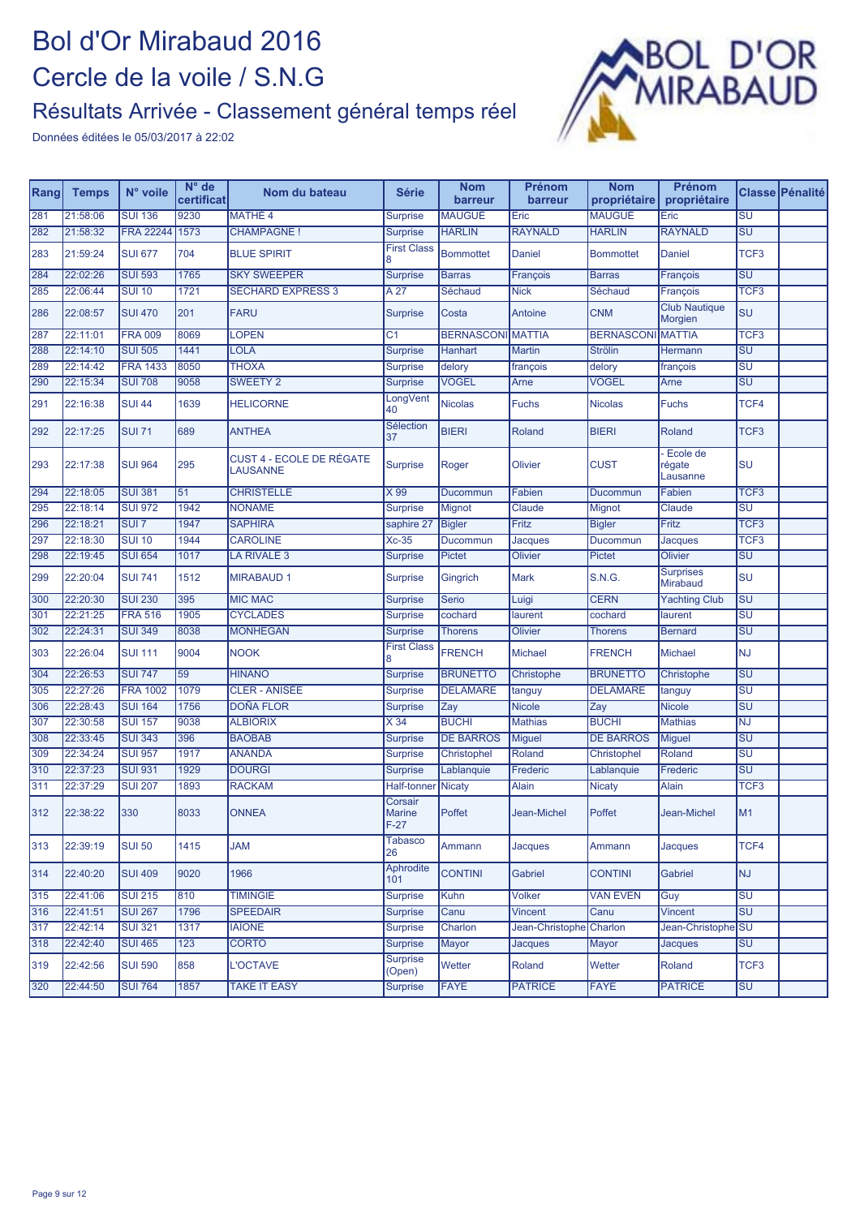# Bol d'Or Mirabaud 2016

## Cercle de la voile / S.N.G

### Résultats Arrivée - Classement général temps réel

Données éditées le 05/03/2017 à 22:02

| Rang | Temps | N° voile | N° de certificat | Nom du bateau | Série | Nom barreur | Prénom barreur | Nom propriétaire | Prénom propriétaire | Classe | Pénalité |
|---|---|---|---|---|---|---|---|---|---|---|---|
| 281 | 21:58:06 | SUI 136 | 9230 | MATHE 4 | Surprise | MAUGUE | Eric | MAUGUE | Eric | SU | |
| 282 | 21:58:32 | FRA 22244 | 1573 | CHAMPAGNE ! | Surprise | HARLIN | RAYNALD | HARLIN | RAYNALD | SU | |
| 283 | 21:59:24 | SUI 677 | 704 | BLUE SPIRIT | First Class 8 | Bommottet | Daniel | Bommottet | Daniel | TCF3 | |
| 284 | 22:02:26 | SUI 593 | 1765 | SKY SWEEPER | Surprise | Barras | François | Barras | François | SU | |
| 285 | 22:06:44 | SUI 10 | 1721 | SÉCHARD EXPRESS 3 | A 27 | Séchaud | Nick | Séchaud | François | TCF3 | |
| 286 | 22:08:57 | SUI 470 | 201 | FARU | Surprise | Costa | Antoine | CNM | Club Nautique Morgien | SU | |
| 287 | 22:11:01 | FRA 009 | 8069 | LOPEN | C1 | BERNASCONI | MATTIA | BERNASCONI | MATTIA | TCF3 | |
| 288 | 22:14:10 | SUI 505 | 1441 | LOLA | Surprise | Hanhart | Martin | Strölin | Hermann | SU | |
| 289 | 22:14:42 | FRA 1433 | 8050 | THOXA | Surprise | delory | françois | delory | françois | SU | |
| 290 | 22:15:34 | SUI 708 | 9058 | SWEETY 2 | Surprise | VOGEL | Arne | VOGEL | Arne | SU | |
| 291 | 22:16:38 | SUI 44 | 1639 | HELICORNE | LongVent 40 | Nicolas | Fuchs | Nicolas | Fuchs | TCF4 | |
| 292 | 22:17:25 | SUI 71 | 689 | ANTHEA | Sélection 37 | BIERI | Roland | BIERI | Roland | TCF3 | |
| 293 | 22:17:38 | SUI 964 | 295 | CUST 4 - ECOLE DE RÉGATE LAUSANNE | Surprise | Roger | Olivier | CUST | - Ecole de régate Lausanne | SU | |
| 294 | 22:18:05 | SUI 381 | 51 | CHRISTELLE | X 99 | Ducommun | Fabien | Ducommun | Fabien | TCF3 | |
| 295 | 22:18:14 | SUI 972 | 1942 | NONAME | Surprise | Mignot | Claude | Mignot | Claude | SU | |
| 296 | 22:18:21 | SUI 7 | 1947 | SAPHIRA | saphire 27 | Bigler | Fritz | Bigler | Fritz | TCF3 | |
| 297 | 22:18:30 | SUI 10 | 1944 | CAROLINE | Xc-35 | Ducommun | Jacques | Ducommun | Jacques | TCF3 | |
| 298 | 22:19:45 | SUI 654 | 1017 | LA RIVALE 3 | Surprise | Pictet | Olivier | Pictet | Olivier | SU | |
| 299 | 22:20:04 | SUI 741 | 1512 | MIRABAUD 1 | Surprise | Gingrich | Mark | S.N.G. | Surprises Mirabaud | SU | |
| 300 | 22:20:30 | SUI 230 | 395 | MIC MAC | Surprise | Serio | Luigi | CERN | Yachting Club | SU | |
| 301 | 22:21:25 | FRA 516 | 1905 | CYCLADES | Surprise | cochard | laurent | cochard | laurent | SU | |
| 302 | 22:24:31 | SUI 349 | 8038 | MONHEGAN | Surprise | Thorens | Olivier | Thorens | Bernard | SU | |
| 303 | 22:26:04 | SUI 111 | 9004 | NOOK | First Class 8 | FRENCH | Michael | FRENCH | Michael | NJ | |
| 304 | 22:26:53 | SUI 747 | 59 | HINANO | Surprise | BRUNETTO | Christophe | BRUNETTO | Christophe | SU | |
| 305 | 22:27:26 | FRA 1002 | 1079 | CLER - ANISEE | Surprise | DELAMARE | tanguy | DELAMARE | tanguy | SU | |
| 306 | 22:28:43 | SUI 164 | 1756 | DOÑA FLOR | Surprise | Zay | Nicole | Zay | Nicole | SU | |
| 307 | 22:30:58 | SUI 157 | 9038 | ALBIORIX | X 34 | BUCHI | Mathias | BUCHI | Mathias | NJ | |
| 308 | 22:33:45 | SUI 343 | 396 | BAOBAB | Surprise | DE BARROS | Miguel | DE BARROS | Miguel | SU | |
| 309 | 22:34:24 | SUI 957 | 1917 | ANANDA | Surprise | Christophel | Roland | Christophel | Roland | SU | |
| 310 | 22:37:23 | SUI 931 | 1929 | DOURGI | Surprise | Lablanquie | Frederic | Lablanquie | Frederic | SU | |
| 311 | 22:37:29 | SUI 207 | 1893 | RACKAM | Half-tonner | Nicaty | Alain | Nicaty | Alain | TCF3 | |
| 312 | 22:38:22 | 330 | 8033 | ONNEA | Corsair Marine F-27 | Poffet | Jean-Michel | Poffet | Jean-Michel | M1 | |
| 313 | 22:39:19 | SUI 50 | 1415 | JAM | Tabasco 26 | Ammann | Jacques | Ammann | Jacques | TCF4 | |
| 314 | 22:40:20 | SUI 409 | 9020 | 1966 | Aphrodite 101 | CONTINI | Gabriel | CONTINI | Gabriel | NJ | |
| 315 | 22:41:06 | SUI 215 | 810 | TIMINGIE | Surprise | Kuhn | Volker | VAN EVEN | Guy | SU | |
| 316 | 22:41:51 | SUI 267 | 1796 | SPEEDAIR | Surprise | Canu | Vincent | Canu | Vincent | SU | |
| 317 | 22:42:14 | SUI 321 | 1317 | IAIONE | Surprise | Charlon | Jean-Christophe | Charlon | Jean-Christophe | SU | |
| 318 | 22:42:40 | SUI 465 | 123 | CORTO | Surprise | Mayor | Jacques | Mayor | Jacques | SU | |
| 319 | 22:42:56 | SUI 590 | 858 | L'OCTAVE | Surprise (Open) | Wetter | Roland | Wetter | Roland | TCF3 | |
| 320 | 22:44:50 | SUI 764 | 1857 | TAKE IT EASY | Surprise | FAYE | PATRICE | FAYE | PATRICE | SU | |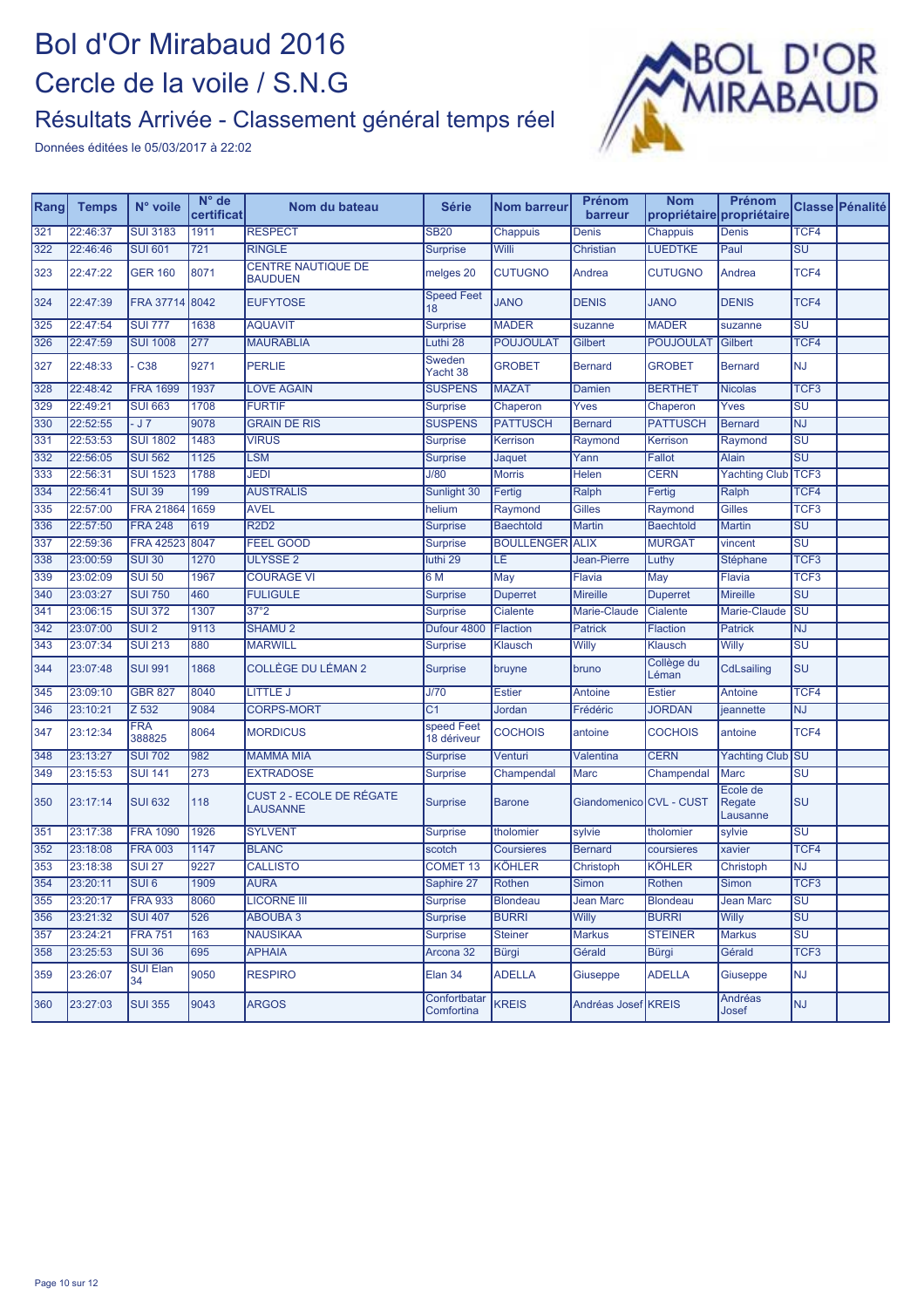# Bol d'Or Mirabaud 2016

## Cercle de la voile / S.N.G

### Résultats Arrivée - Classement général temps réel

Données éditées le 05/03/2017 à 22:02

| Rang | Temps | N° voile | N° de certificat | Nom du bateau | Série | Nom barreur | Prénom barreur | Nom propriétaire | Prénom propriétaire | Classe | Pénalité |
|---|---|---|---|---|---|---|---|---|---|---|---|
| 321 | 22:46:37 | SUI 3183 | 1911 | RESPECT | SB20 | Chappuis | Denis | Chappuis | Denis | TCF4 | |
| 322 | 22:46:46 | SUI 601 | 721 | RINGLE | Surprise | Willi | Christian | LUEDTKE | Paul | SU | |
| 323 | 22:47:22 | GER 160 | 8071 | CENTRE NAUTIQUE DE BAUDUEN | melges 20 | CUTUGNO | Andrea | CUTUGNO | Andrea | TCF4 | |
| 324 | 22:47:39 | FRA 37714 | 8042 | EUFYTOSE | Speed Feet 18 | JANO | DENIS | JANO | DENIS | TCF4 | |
| 325 | 22:47:54 | SUI 777 | 1638 | AQUAVIT | Surprise | MADER | suzanne | MADER | suzanne | SU | |
| 326 | 22:47:59 | SUI 1008 | 277 | MAURABLIA | Luthi 28 | POUJOULAT | Gilbert | POUJOULAT | Gilbert | TCF4 | |
| 327 | 22:48:33 | - C38 | 9271 | PERLIE | Sweden Yacht 38 | GROBET | Bernard | GROBET | Bernard | NJ | |
| 328 | 22:48:42 | FRA 1699 | 1937 | LOVE AGAIN | SUSPENS | MAZAT | Damien | BERTHET | Nicolas | TCF3 | |
| 329 | 22:49:21 | SUI 663 | 1708 | FURTIF | Surprise | Chaperon | Yves | Chaperon | Yves | SU | |
| 330 | 22:52:55 | - J 7 | 9078 | GRAIN DE RIS | SUSPENS | PATTUSCH | Bernard | PATTUSCH | Bernard | NJ | |
| 331 | 22:53:53 | SUI 1802 | 1483 | VIRUS | Surprise | Kerrison | Raymond | Kerrison | Raymond | SU | |
| 332 | 22:56:05 | SUI 562 | 1125 | LSM | Surprise | Jaquet | Yann | Fallot | Alain | SU | |
| 333 | 22:56:31 | SUI 1523 | 1788 | JEDI | J/80 | Morris | Helen | CERN | Yachting Club | TCF3 | |
| 334 | 22:56:41 | SUI 39 | 199 | AUSTRALIS | Sunlight 30 | Fertig | Ralph | Fertig | Ralph | TCF4 | |
| 335 | 22:57:00 | FRA 21864 | 1659 | AVEL | helium | Raymond | Gilles | Raymond | Gilles | TCF3 | |
| 336 | 22:57:50 | FRA 248 | 619 | R2D2 | Surprise | Baechtold | Martin | Baechtold | Martin | SU | |
| 337 | 22:59:36 | FRA 42523 | 8047 | FEEL GOOD | Surprise | BOULLENGER | ALIX | MURGAT | vincent | SU | |
| 338 | 23:00:59 | SUI 30 | 1270 | ULYSSE 2 | luthi 29 | LE | Jean-Pierre | Luthy | Stéphane | TCF3 | |
| 339 | 23:02:09 | SUI 50 | 1967 | COURAGE VI | 6 M | May | Flavia | May | Flavia | TCF3 | |
| 340 | 23:03:27 | SUI 750 | 460 | FULIGULE | Surprise | Duperret | Mireille | Duperret | Mireille | SU | |
| 341 | 23:06:15 | SUI 372 | 1307 | 37°2 | Surprise | Cialente | Marie-Claude | Cialente | Marie-Claude | SU | |
| 342 | 23:07:00 | SUI 2 | 9113 | SHAMU 2 | Dufour 4800 | Flaction | Patrick | Flaction | Patrick | NJ | |
| 343 | 23:07:34 | SUI 213 | 880 | MARWILL | Surprise | Klausch | Willy | Klausch | Willy | SU | |
| 344 | 23:07:48 | SUI 991 | 1868 | COLLÈGE DU LÉMAN 2 | Surprise | bruyne | bruno | Collège du Léman | CdLsailing | SU | |
| 345 | 23:09:10 | GBR 827 | 8040 | LITTLE J | J/70 | Estier | Antoine | Estier | Antoine | TCF4 | |
| 346 | 23:10:21 | Z 532 | 9084 | CORPS-MORT | C1 | Jordan | Frédéric | JORDAN | jeannette | NJ | |
| 347 | 23:12:34 | FRA 388825 | 8064 | MORDICUS | speed Feet 18 dériveur | COCHOIS | antoine | COCHOIS | antoine | TCF4 | |
| 348 | 23:13:27 | SUI 702 | 982 | MAMMA MIA | Surprise | Venturi | Valentina | CERN | Yachting Club | SU | |
| 349 | 23:15:53 | SUI 141 | 273 | EXTRADOSE | Surprise | Champendal | Marc | Champendal | Marc | SU | |
| 350 | 23:17:14 | SUI 632 | 118 | CUST 2 - ECOLE DE RÉGATE LAUSANNE | Surprise | Barone | Giandomenico | CVL - CUST | Ecole de Regate Lausanne | SU | |
| 351 | 23:17:38 | FRA 1090 | 1926 | SYLVENT | Surprise | tholomier | sylvie | tholomier | sylvie | SU | |
| 352 | 23:18:08 | FRA 003 | 1147 | BLANC | scotch | Coursieres | Bernard | coursieres | xavier | TCF4 | |
| 353 | 23:18:38 | SUI 27 | 9227 | CALLISTO | COMET 13 | KÖHLER | Christoph | KÖHLER | Christoph | NJ | |
| 354 | 23:20:11 | SUI 6 | 1909 | AURA | Saphire 27 | Rothen | Simon | Rothen | Simon | TCF3 | |
| 355 | 23:20:17 | FRA 933 | 8060 | LICORNE III | Surprise | Blondeau | Jean Marc | Blondeau | Jean Marc | SU | |
| 356 | 23:21:32 | SUI 407 | 526 | ABOUBA 3 | Surprise | BURRI | Willy | BURRI | Willy | SU | |
| 357 | 23:24:21 | FRA 751 | 163 | NAUSIKAA | Surprise | Steiner | Markus | STEINER | Markus | SU | |
| 358 | 23:25:53 | SUI 36 | 695 | APHAIA | Arcona 32 | Bürgi | Gérald | Bürgi | Gérald | TCF3 | |
| 359 | 23:26:07 | SUI Elan 34 | 9050 | RESPIRO | Elan 34 | ADELLA | Giuseppe | ADELLA | Giuseppe | NJ | |
| 360 | 23:27:03 | SUI 355 | 9043 | ARGOS | Confortbatar Comfortina | KREIS | Andréas Josef | KREIS | Andréas Josef | NJ | |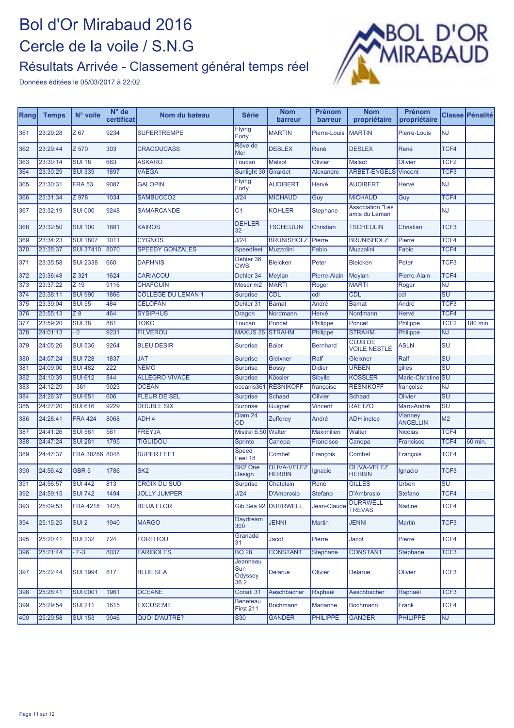# Bol d'Or Mirabaud 2016

## Cercle de la voile / S.N.G

### Résultats Arrivée - Classement général temps réel

Données éditées le 05/03/2017 à 22:02

| Rang | Temps | N° voile | N° de certificat | Nom du bateau | Série | Nom barreur | Prénom barreur | Nom propriétaire | Prénom propriétaire | Classe | Pénalité |
|---|---|---|---|---|---|---|---|---|---|---|---|
| 361 | 23:29:28 | Z 67 | 9234 | SUPERTREMPE | Flying Forty | MARTIN | Pierre-Louis | MARTIN | Pierre-Louis | NJ | |
| 362 | 23:29:44 | Z 570 | 303 | CRACOUCASS | Rêve de Mer | DESLEX | René | DESLEX | René | TCF4 | |
| 363 | 23:30:14 | SUI 18 | 663 | ASKARO | Toucan | Malsot | Olivier | Malsot | Olivier | TCF2 | |
| 364 | 23:30:29 | SUI 339 | 1897 | VAEGA | Sunlight 30 | Girardet | Alexandre | ARBET-ENGELS | Vincent | TCF3 | |
| 365 | 23:30:31 | FRA 53 | 9087 | GALOPIN | Flying Forty | AUDIBERT | Hervé | AUDIBERT | Hervé | NJ | |
| 366 | 23:31:34 | Z 978 | 1034 | SAMBUCCO2 | J/24 | MICHAUD | Guy | MICHAUD | Guy | TCF4 | |
| 367 | 23:32:19 | SUI 000 | 9248 | SAMARCANDE | C1 | KOHLER | Stephane | Association "Les amis du Léman" | | NJ | |
| 368 | 23:32:50 | SUI 100 | 1881 | KAIROS | DEHLER 32 | TSCHEULIN | Christian | TSCHEULIN | Christian | TCF3 | |
| 369 | 23:34:23 | SUI 1807 | 1011 | CYGNOS | J/24 | BRUNISHOLZ | Pierre | BRUNISHOLZ | Pierre | TCF4 | |
| 370 | 23:35:37 | SUI 37410 | 8070 | SPEEDY GONZALES | Speedfeet | Muzzolini | Fabio | Muzzolini | Fabio | TCF4 | |
| 371 | 23:35:58 | SUI 2338 | 660 | DAPHNIS | Dehler 36 CWS | Bleicken | Peter | Bleicken | Peter | TCF3 | |
| 372 | 23:36:48 | Z 321 | 1624 | CARIACOU | Dehler 34 | Meylan | Pierre-Alain | Meylan | Pierre-Alain | TCF4 | |
| 373 | 23:37:22 | Z 19 | 9116 | CHAFOUIN | Moser m2 | MARTI | Roger | MARTI | Roger | NJ | |
| 374 | 23:38:11 | SUI 990 | 1866 | COLLEGE DU LEMAN 1 | Surprise | CDL | cdl | CDL | cdl | SU | |
| 375 | 23:39:04 | SUI 55 | 484 | CELOFAN | Dehler 31 | Bamat | André | Bamat | André | TCF3 | |
| 376 | 23:55:13 | Z 8 | 464 | SYSIPHUS | Dragon | Nordmann | Hervé | Nordmann | Hervé | TCF4 | |
| 377 | 23:59:20 | SUI 38 | 881 | TOKO | Toucan | Poncet | Philippe | Poncet | Philippe | TCF2 | 180 min. |
| 378 | 24:01:13 | - 0 | 9231 | FILVEROU | MAXUS 26 | STRAHM | Philippe | STRAHM | Philippe | NJ | |
| 379 | 24:05:26 | SUI 536 | 9264 | BLEU DESIR | Surprise | Baier | Bernhard | CLUB DE VOILE NESTLÉ | ASLN | SU | |
| 380 | 24:07:24 | SUI 728 | 1837 | JAT | Surprise | Gleixner | Ralf | Gleixner | Ralf | SU | |
| 381 | 24:09:00 | SUI 482 | 222 | NEMO | Surprise | Bossy | Didier | URBEN | gilles | SU | |
| 382 | 24:10:39 | SUI 612 | 844 | ALLEGRO VIVACE | Surprise | Kössler | Sibylle | KÖSSLER | Marie-Christine | SU | |
| 383 | 24:12:29 | - 361 | 9023 | OCEAN | oceanis361 | RESNIKOFF | françoise | RESNIKOFF | françoise | NJ | |
| 384 | 24:26:37 | SUI 651 | 606 | FLEUR DE SEL | Surprise | Schaad | Olivier | Schaad | Olivier | SU | |
| 385 | 24:27:20 | SUI 616 | 9229 | DOUBLE SIX | Surprise | Guignet | Vincent | RAETZO | Marc-André | SU | |
| 386 | 24:28:41 | FRA 424 | 8068 | ADH 4 | Diam 24 OD | Zufferey | André | ADH inotec | Vianney ANCELLIN | M2 | |
| 387 | 24:41:26 | SUI 561 | 561 | FREYJA | Mistral 6.50 | Walter | Maximilien | Walter | Nicolas | TCF4 | |
| 388 | 24:47:24 | SUI 281 | 1795 | TIGUIDOU | Sprinto | Canepa | Francisco | Canepa | Francisco | TCF4 | 60 min. |
| 389 | 24:47:37 | FRA 38286 | 8048 | SUPER FEET | Speed Feet 18 | Combet | François | Combet | François | TCF4 | |
| 390 | 24:56:42 | GBR 5 | 1786 | SK2 | SK2 One Design | OLIVA-VELEZ HERBIN | Ignacio | OLIVA-VELEZ HERBIN | Ignacio | TCF3 | |
| 391 | 24:56:57 | SUI 442 | 813 | CROIX DU SUD | Surprise | Chatelain | René | GILLES | Urben | SU | |
| 392 | 24:59:15 | SUI 742 | 1494 | JOLLY JUMPER | J/24 | D'Ambrosio | Stefano | D'Ambrosio | Stefano | TCF4 | |
| 393 | 25:09:53 | FRA 4218 | 1425 | BEIJA FLOR | Gib Sea 92 | DURRWELL | Jean-Claude | DURRWELL TREVAS | Nadine | TCF4 | |
| 394 | 25:15:25 | SUI 2 | 1940 | MARGO | Daydream 300 | JENNI | Martin | JENNI | Martin | TCF3 | |
| 395 | 25:20:41 | SUI 232 | 724 | FORTITOU | Granada 31 | Jacot | Pierre | Jacot | Pierre | TCF4 | |
| 396 | 25:21:44 | - F-3 | 8037 | FARIBOLES | BO 28 | CONSTANT | Stephane | CONSTANT | Stephane | TCF3 | |
| 397 | 25:22:44 | SUI 1994 | 817 | BLUE SEA | Jeanneau Sun Odyssey 36.2 | Delarue | Olivier | Delarue | Olivier | TCF3 | |
| 398 | 25:26:41 | SUI 0001 | 1961 | OCEANE | Conati 31 | Aeschbacher | Raphaël | Aeschbacher | Raphaël | TCF3 | |
| 399 | 25:29:54 | SUI 211 | 1615 | EXCUSEME | Beneteau First 211 | Bochmann | Marianne | Bochmann | Frank | TCF4 | |
| 400 | 25:29:58 | SUI 153 | 9046 | QUOI D'AUTRE? | S30 | GANDER | PHILIPPE | GANDER | PHILIPPE | NJ | |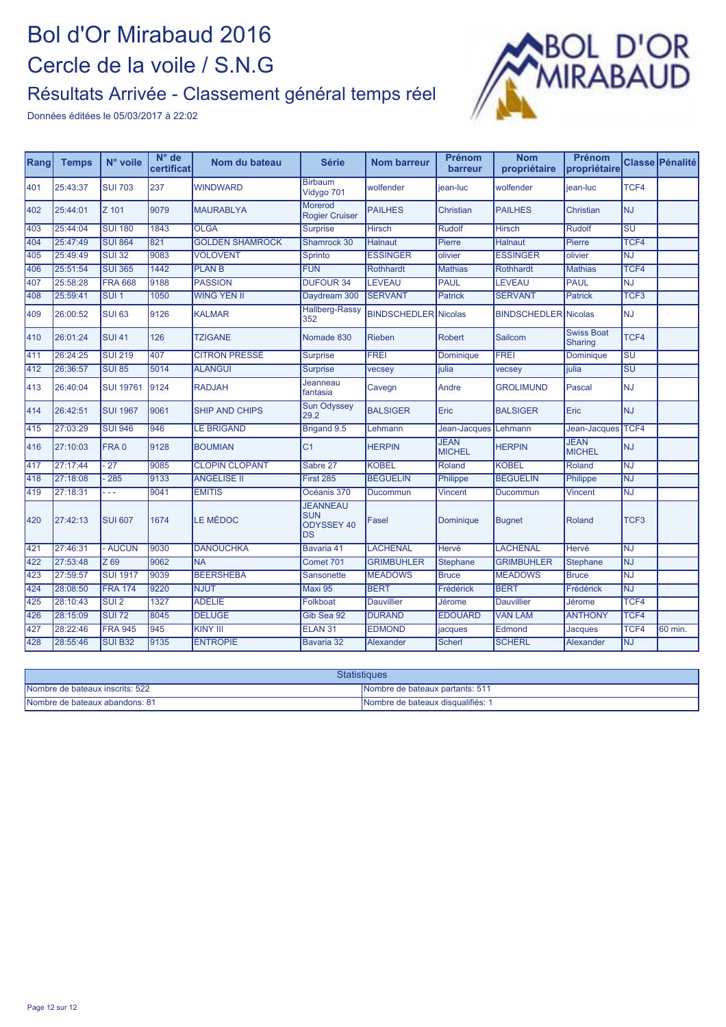# Bol d'Or Mirabaud 2016

## Cercle de la voile / S.N.G

### Résultats Arrivée - Classement général temps réel

Données éditées le 05/03/2017 à 22:02

| Rang | Temps | N° voile | N° de certificat | Nom du bateau | Série | Nom barreur | Prénom barreur | Nom propriétaire | Prénom propriétaire | Classe | Pénalité |
|---|---|---|---|---|---|---|---|---|---|---|---|
| 401 | 25:43:37 | SUI 703 | 237 | WINDWARD | Birbaum Vidygo 701 | wolfender | jean-luc | wolfender | jean-luc | TCF4 | |
| 402 | 25:44:01 | Z 101 | 9079 | MAURABLYA | Morerod Rogier Cruiser | PAILHES | Christian | PAILHES | Christian | NJ | |
| 403 | 25:44:04 | SUI 180 | 1843 | OLGA | Surprise | Hirsch | Rudolf | Hirsch | Rudolf | SU | |
| 404 | 25:47:49 | SUI 864 | 821 | GOLDEN SHAMROCK | Shamrock 30 | Halnaut | Pierre | Halnaut | Pierre | TCF4 | |
| 405 | 25:49:49 | SUI 32 | 9083 | VOLOVENT | Sprinto | ESSINGER | olivier | ESSINGER | olivier | NJ | |
| 406 | 25:51:54 | SUI 365 | 1442 | PLAN B | FUN | Rothhardt | Mathias | Rothhardt | Mathias | TCF4 | |
| 407 | 25:58:28 | FRA 668 | 9188 | PASSION | DUFOUR 34 | LEVEAU | PAUL | LEVEAU | PAUL | NJ | |
| 408 | 25:59:41 | SUI 1 | 1050 | WING YEN II | Daydream 300 | SERVANT | Patrick | SERVANT | Patrick | TCF3 | |
| 409 | 26:00:52 | SUI 63 | 9126 | KALMAR | Hallberg-Rassy 352 | BINDSCHEDLER | Nicolas | BINDSCHEDLER | Nicolas | NJ | |
| 410 | 26:01:24 | SUI 41 | 126 | TZIGANE | Nomade 830 | Rieben | Robert | Sailcom | Swiss Boat Sharing | TCF4 | |
| 411 | 26:24:25 | SUI 219 | 407 | CITRON PRESSE | Surprise | FREI | Dominique | FREI | Dominique | SU | |
| 412 | 26:36:57 | SUI 85 | 5014 | ALANGUI | Surprise | vecsey | julia | vecsey | julia | SU | |
| 413 | 26:40:04 | SUI 19761 | 9124 | RADJAH | Jeanneau fantasia | Cavegn | Andre | GROLIMUND | Pascal | NJ | |
| 414 | 26:42:51 | SUI 1967 | 9061 | SHIP AND CHIPS | Sun Odyssey 29.2 | BALSIGER | Eric | BALSIGER | Eric | NJ | |
| 415 | 27:03:29 | SUI 946 | 946 | LE BRIGAND | Brigand 9.5 | Lehmann | Jean-Jacques | Lehmann | Jean-Jacques | TCF4 | |
| 416 | 27:10:03 | FRA 0 | 9128 | BOUMIAN | C1 | HERPIN | JEAN MICHEL | HERPIN | JEAN MICHEL | NJ | |
| 417 | 27:17:44 | - 27 | 9085 | CLOPIN CLOPANT | Sabre 27 | KOBEL | Roland | KOBEL | Roland | NJ | |
| 418 | 27:18:08 | - 285 | 9133 | ANGELISE II | First 285 | BEGUELIN | Philippe | BEGUELIN | Philippe | NJ | |
| 419 | 27:18:31 | - - - | 9041 | EMITIS | Océanis 370 | Ducommun | Vincent | Ducommun | Vincent | NJ | |
| 420 | 27:42:13 | SUI 607 | 1674 | LE MÉDOC | JEANNEAU SUN ODYSSEY 40 DS | Fasel | Dominique | Bugnet | Roland | TCF3 | |
| 421 | 27:46:31 | - AUCUN | 9030 | DANOUCHKA | Bavaria 41 | LACHENAL | Hervé | LACHENAL | Hervé | NJ | |
| 422 | 27:53:48 | Z 69 | 9062 | NA | Comet 701 | GRIMBUHLER | Stephane | GRIMBUHLER | Stephane | NJ | |
| 423 | 27:59:57 | SUI 1917 | 9039 | BEERSHEBA | Sansonette | MEADOWS | Bruce | MEADOWS | Bruce | NJ | |
| 424 | 28:08:50 | FRA 174 | 9220 | NJUT | Maxi 95 | BERT | Frédérick | BERT | Frédérick | NJ | |
| 425 | 28:10:43 | SUI 2 | 1327 | ADELIE | Folkboat | Dauvillier | Jérome | Dauvillier | Jérome | TCF4 | |
| 426 | 28:15:09 | SUI 72 | 8045 | DELUGE | Gib Sea 92 | DURAND | EDOUARD | VAN LAM | ANTHONY | TCF4 | |
| 427 | 28:22:46 | FRA 945 | 945 | KINY III | ELAN 31 | EDMOND | jacques | Edmond | Jacques | TCF4 | 60 min. |
| 428 | 28:55:46 | SUI B32 | 9135 | ENTROPIE | Bavaria 32 | Alexander | Scherl | SCHERL | Alexander | NJ | |

| Statistiques | |
|---|---|
| Nombre de bateaux inscrits: 522 | Nombre de bateaux partants: 511 |
| Nombre de bateaux abandons: 81 | Nombre de bateaux disqualifiés: 1 |